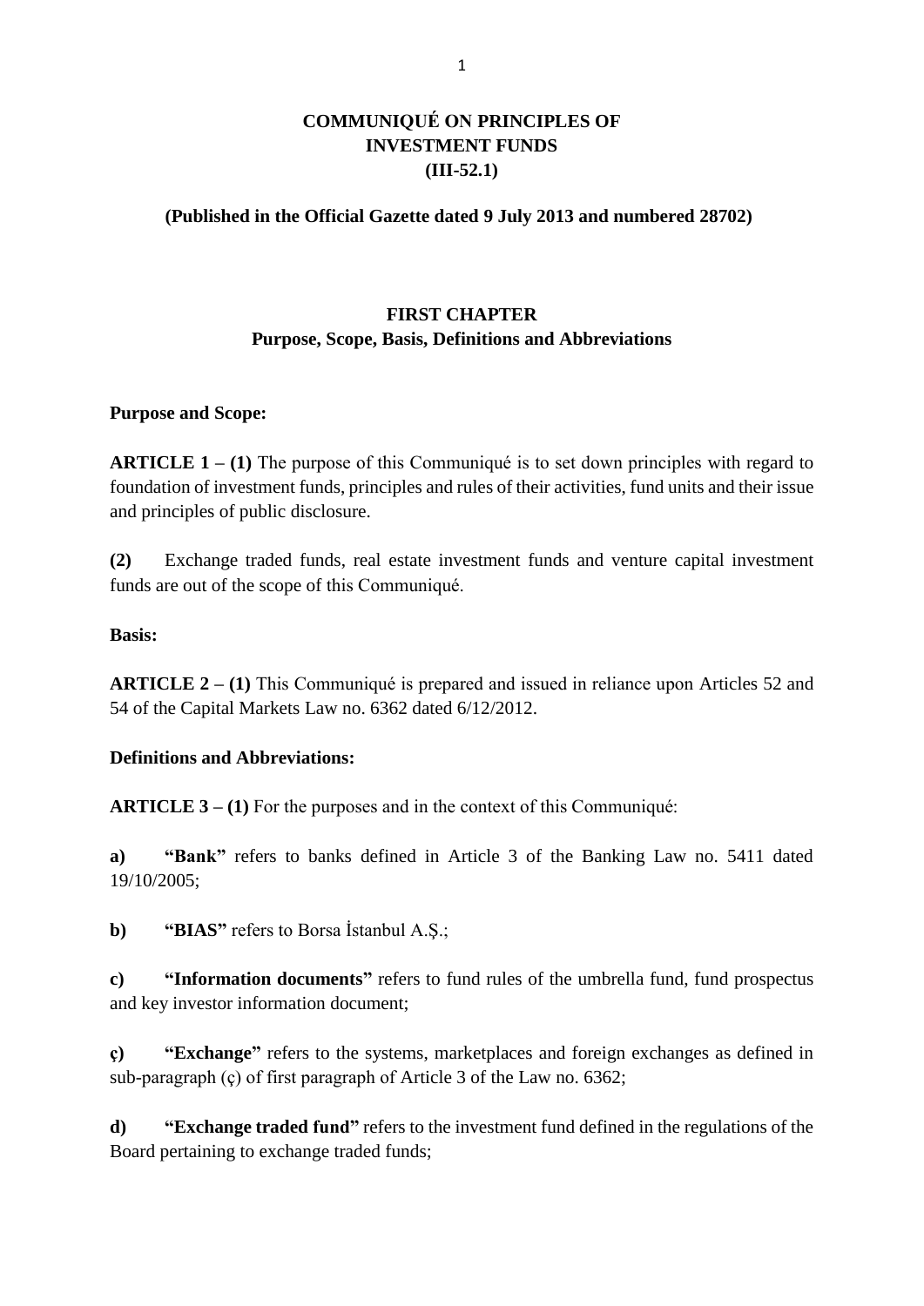# COMMUNIQUÉ ON PRINCIPLES OF INVESTMENT FUNDS (III-52.1)

**(Published in the Official Gazette dated 9 July 2013 and numbered 28702)**

## FIRST CHAPTER
## Purpose, Scope, Basis, Definitions and Abbreviations

**Purpose and Scope:**

**ARTICLE 1 – (1)** The purpose of this Communiqué is to set down principles with regard to foundation of investment funds, principles and rules of their activities, fund units and their issue and principles of public disclosure.

**(2)** Exchange traded funds, real estate investment funds and venture capital investment funds are out of the scope of this Communiqué.

**Basis:**

**ARTICLE 2 – (1)** This Communiqué is prepared and issued in reliance upon Articles 52 and 54 of the Capital Markets Law no. 6362 dated 6/12/2012.

**Definitions and Abbreviations:**

**ARTICLE 3 – (1)** For the purposes and in the context of this Communiqué:

**a)** **"Bank"** refers to banks defined in Article 3 of the Banking Law no. 5411 dated 19/10/2005;

**b)** **"BIAS"** refers to Borsa İstanbul A.Ş.;

**c)** **"Information documents"** refers to fund rules of the umbrella fund, fund prospectus and key investor information document;

**ç)** **"Exchange"** refers to the systems, marketplaces and foreign exchanges as defined in sub-paragraph (ç) of first paragraph of Article 3 of the Law no. 6362;

**d)** **"Exchange traded fund"** refers to the investment fund defined in the regulations of the Board pertaining to exchange traded funds;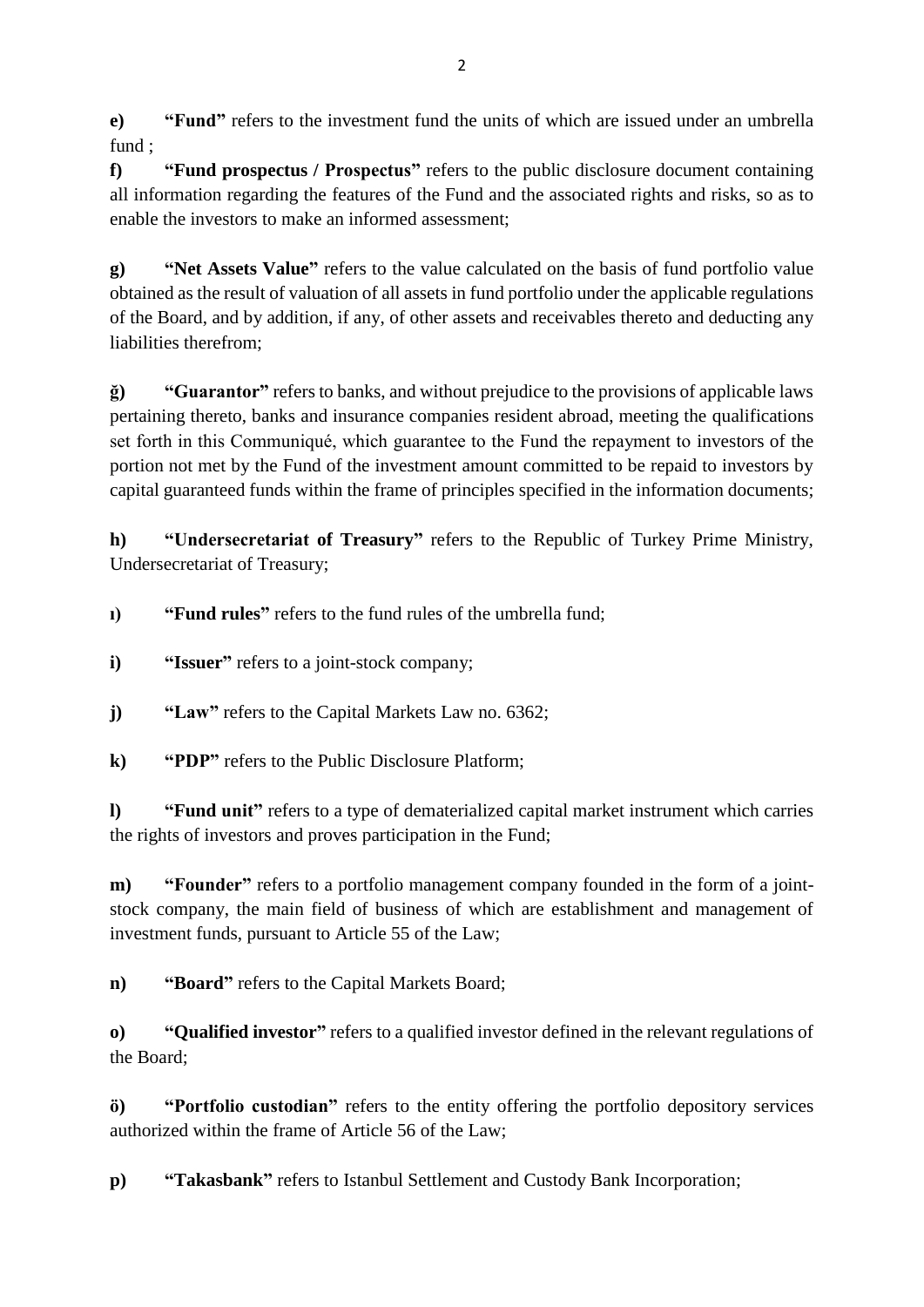**e)** **"Fund"** refers to the investment fund the units of which are issued under an umbrella fund ;

**f)** **"Fund prospectus / Prospectus"** refers to the public disclosure document containing all information regarding the features of the Fund and the associated rights and risks, so as to enable the investors to make an informed assessment;

**g)** **"Net Assets Value"** refers to the value calculated on the basis of fund portfolio value obtained as the result of valuation of all assets in fund portfolio under the applicable regulations of the Board, and by addition, if any, of other assets and receivables thereto and deducting any liabilities therefrom;

**ğ)** **"Guarantor"** refers to banks, and without prejudice to the provisions of applicable laws pertaining thereto, banks and insurance companies resident abroad, meeting the qualifications set forth in this Communiqué, which guarantee to the Fund the repayment to investors of the portion not met by the Fund of the investment amount committed to be repaid to investors by capital guaranteed funds within the frame of principles specified in the information documents;

**h)** **"Undersecretariat of Treasury"** refers to the Republic of Turkey Prime Ministry, Undersecretariat of Treasury;

**ı)** **"Fund rules"** refers to the fund rules of the umbrella fund;

**i)** **"Issuer"** refers to a joint-stock company;

**j)** **"Law"** refers to the Capital Markets Law no. 6362;

**k)** **"PDP"** refers to the Public Disclosure Platform;

**l)** **"Fund unit"** refers to a type of dematerialized capital market instrument which carries the rights of investors and proves participation in the Fund;

**m)** **"Founder"** refers to a portfolio management company founded in the form of a joint-stock company, the main field of business of which are establishment and management of investment funds, pursuant to Article 55 of the Law;

**n)** **"Board"** refers to the Capital Markets Board;

**o)** **"Qualified investor"** refers to a qualified investor defined in the relevant regulations of the Board;

**ö)** **"Portfolio custodian"** refers to the entity offering the portfolio depository services authorized within the frame of Article 56 of the Law;

**p)** **"Takasbank"** refers to Istanbul Settlement and Custody Bank Incorporation;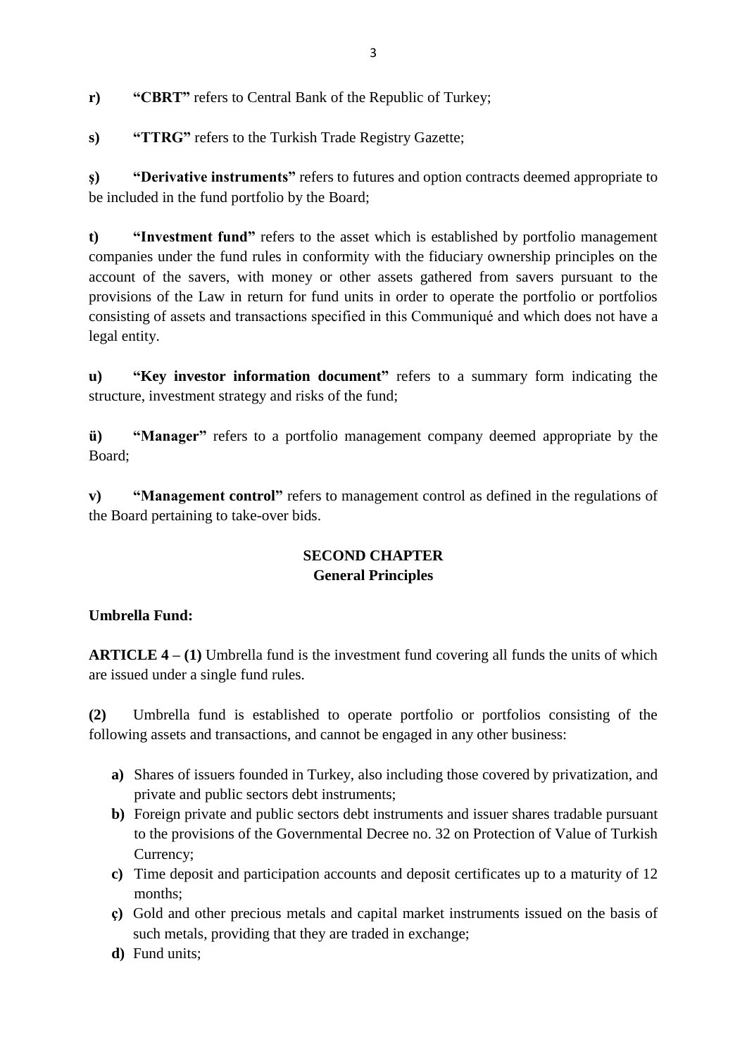**r)** **"CBRT"** refers to Central Bank of the Republic of Turkey;

**s)** **"TTRG"** refers to the Turkish Trade Registry Gazette;

**ş)** **"Derivative instruments"** refers to futures and option contracts deemed appropriate to be included in the fund portfolio by the Board;

**t)** **"Investment fund"** refers to the asset which is established by portfolio management companies under the fund rules in conformity with the fiduciary ownership principles on the account of the savers, with money or other assets gathered from savers pursuant to the provisions of the Law in return for fund units in order to operate the portfolio or portfolios consisting of assets and transactions specified in this Communiqué and which does not have a legal entity.

**u)** **"Key investor information document"** refers to a summary form indicating the structure, investment strategy and risks of the fund;

**ü)** **"Manager"** refers to a portfolio management company deemed appropriate by the Board;

**v)** **"Management control"** refers to management control as defined in the regulations of the Board pertaining to take-over bids.

## SECOND CHAPTER
## General Principles

**Umbrella Fund:**

**ARTICLE 4 – (1)** Umbrella fund is the investment fund covering all funds the units of which are issued under a single fund rules.

**(2)** Umbrella fund is established to operate portfolio or portfolios consisting of the following assets and transactions, and cannot be engaged in any other business:

- **a)** Shares of issuers founded in Turkey, also including those covered by privatization, and private and public sectors debt instruments;
- **b)** Foreign private and public sectors debt instruments and issuer shares tradable pursuant to the provisions of the Governmental Decree no. 32 on Protection of Value of Turkish Currency;
- **c)** Time deposit and participation accounts and deposit certificates up to a maturity of 12 months;
- **ç)** Gold and other precious metals and capital market instruments issued on the basis of such metals, providing that they are traded in exchange;
- **d)** Fund units;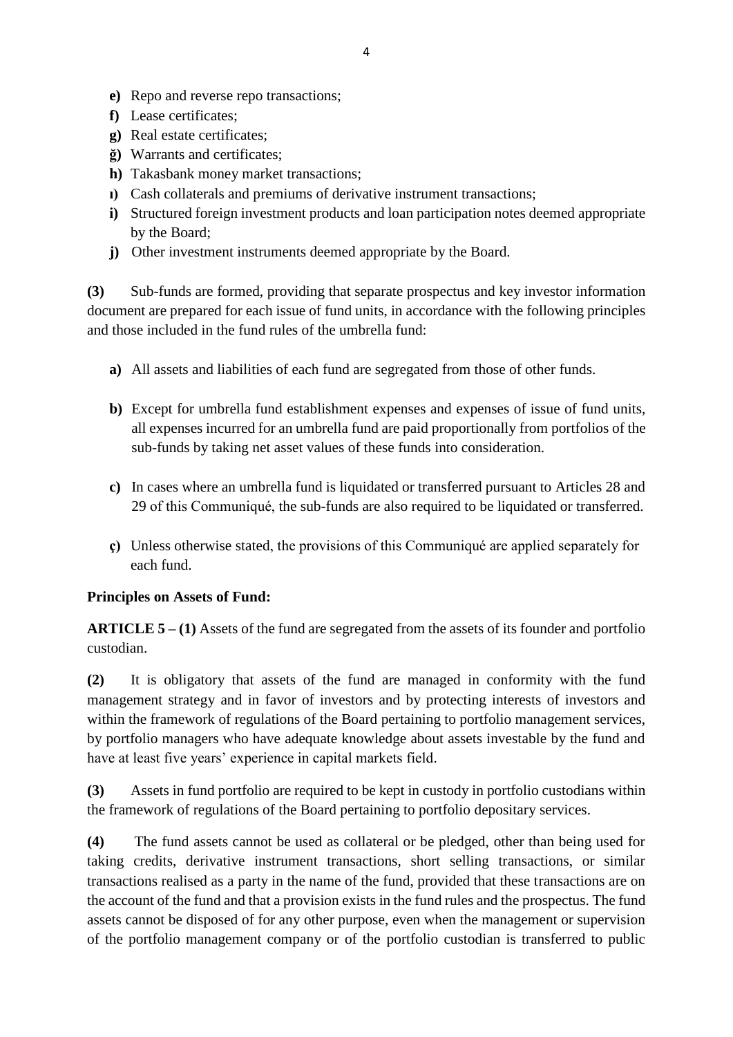- **e)** Repo and reverse repo transactions;
- **f)** Lease certificates;
- **g)** Real estate certificates;
- **ğ)** Warrants and certificates;
- **h)** Takasbank money market transactions;
- **ı)** Cash collaterals and premiums of derivative instrument transactions;
- **i)** Structured foreign investment products and loan participation notes deemed appropriate by the Board;
- **j)** Other investment instruments deemed appropriate by the Board.

**(3)** Sub-funds are formed, providing that separate prospectus and key investor information document are prepared for each issue of fund units, in accordance with the following principles and those included in the fund rules of the umbrella fund:

- **a)** All assets and liabilities of each fund are segregated from those of other funds.
- **b)** Except for umbrella fund establishment expenses and expenses of issue of fund units, all expenses incurred for an umbrella fund are paid proportionally from portfolios of the sub-funds by taking net asset values of these funds into consideration.
- **c)** In cases where an umbrella fund is liquidated or transferred pursuant to Articles 28 and 29 of this Communiqué, the sub-funds are also required to be liquidated or transferred.
- **ç)** Unless otherwise stated, the provisions of this Communiqué are applied separately for each fund.

**Principles on Assets of Fund:**

**ARTICLE 5 – (1)** Assets of the fund are segregated from the assets of its founder and portfolio custodian.

**(2)** It is obligatory that assets of the fund are managed in conformity with the fund management strategy and in favor of investors and by protecting interests of investors and within the framework of regulations of the Board pertaining to portfolio management services, by portfolio managers who have adequate knowledge about assets investable by the fund and have at least five years' experience in capital markets field.

**(3)** Assets in fund portfolio are required to be kept in custody in portfolio custodians within the framework of regulations of the Board pertaining to portfolio depositary services.

**(4)** The fund assets cannot be used as collateral or be pledged, other than being used for taking credits, derivative instrument transactions, short selling transactions, or similar transactions realised as a party in the name of the fund, provided that these transactions are on the account of the fund and that a provision exists in the fund rules and the prospectus. The fund assets cannot be disposed of for any other purpose, even when the management or supervision of the portfolio management company or of the portfolio custodian is transferred to public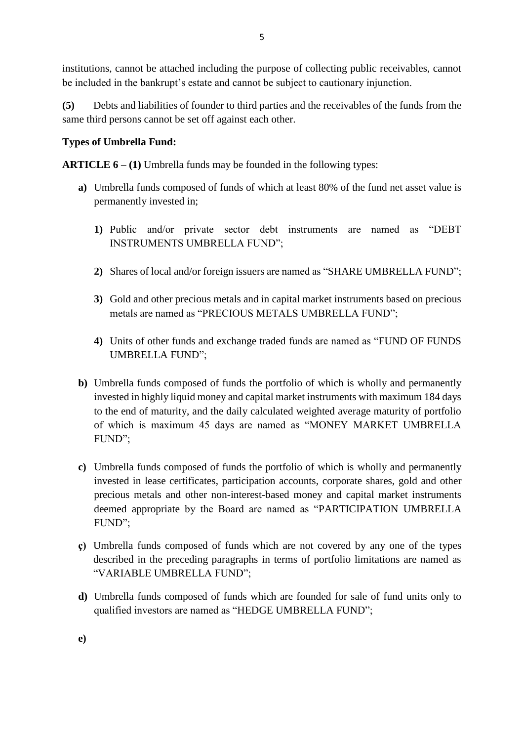institutions, cannot be attached including the purpose of collecting public receivables, cannot be included in the bankrupt's estate and cannot be subject to cautionary injunction.

**(5)** Debts and liabilities of founder to third parties and the receivables of the funds from the same third persons cannot be set off against each other.

**Types of Umbrella Fund:**

**ARTICLE 6 – (1)** Umbrella funds may be founded in the following types:

- **a)** Umbrella funds composed of funds of which at least 80% of the fund net asset value is permanently invested in;

  - **1)** Public and/or private sector debt instruments are named as "DEBT INSTRUMENTS UMBRELLA FUND";

  - **2)** Shares of local and/or foreign issuers are named as "SHARE UMBRELLA FUND";

  - **3)** Gold and other precious metals and in capital market instruments based on precious metals are named as "PRECIOUS METALS UMBRELLA FUND";

  - **4)** Units of other funds and exchange traded funds are named as "FUND OF FUNDS UMBRELLA FUND";

- **b)** Umbrella funds composed of funds the portfolio of which is wholly and permanently invested in highly liquid money and capital market instruments with maximum 184 days to the end of maturity, and the daily calculated weighted average maturity of portfolio of which is maximum 45 days are named as "MONEY MARKET UMBRELLA FUND";

- **c)** Umbrella funds composed of funds the portfolio of which is wholly and permanently invested in lease certificates, participation accounts, corporate shares, gold and other precious metals and other non-interest-based money and capital market instruments deemed appropriate by the Board are named as "PARTICIPATION UMBRELLA FUND";

- **ç)** Umbrella funds composed of funds which are not covered by any one of the types described in the preceding paragraphs in terms of portfolio limitations are named as "VARIABLE UMBRELLA FUND";

- **d)** Umbrella funds composed of funds which are founded for sale of fund units only to qualified investors are named as "HEDGE UMBRELLA FUND";

- **e)**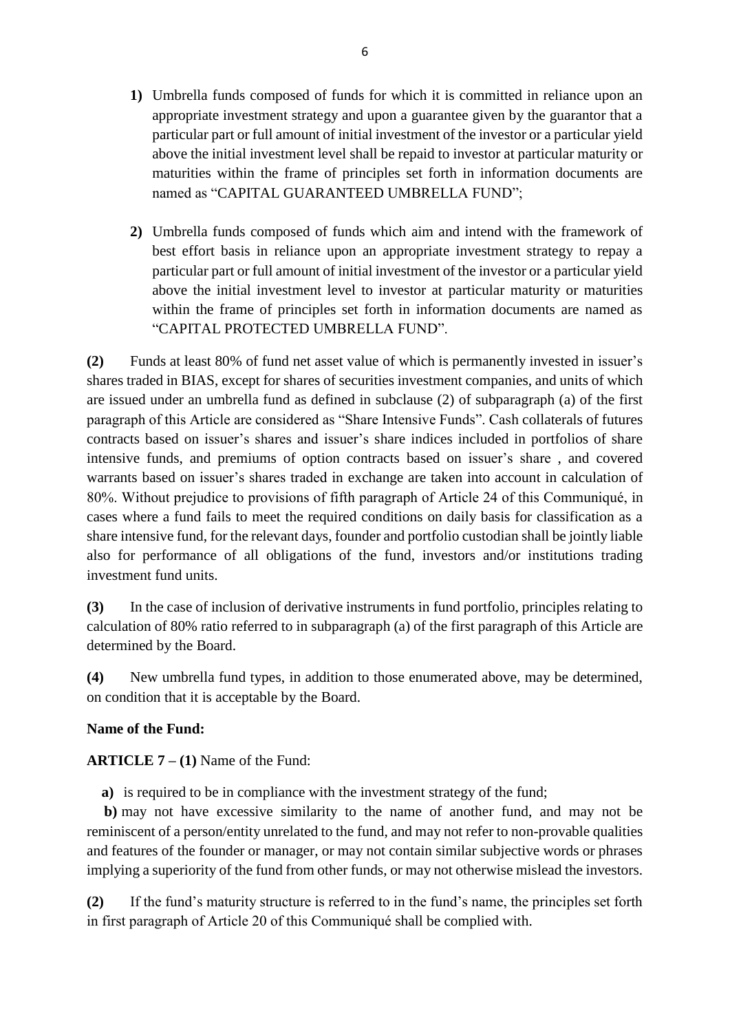1) Umbrella funds composed of funds for which it is committed in reliance upon an appropriate investment strategy and upon a guarantee given by the guarantor that a particular part or full amount of initial investment of the investor or a particular yield above the initial investment level shall be repaid to investor at particular maturity or maturities within the frame of principles set forth in information documents are named as "CAPITAL GUARANTEED UMBRELLA FUND";

2) Umbrella funds composed of funds which aim and intend with the framework of best effort basis in reliance upon an appropriate investment strategy to repay a particular part or full amount of initial investment of the investor or a particular yield above the initial investment level to investor at particular maturity or maturities within the frame of principles set forth in information documents are named as "CAPITAL PROTECTED UMBRELLA FUND".

**(2)** Funds at least 80% of fund net asset value of which is permanently invested in issuer's shares traded in BIAS, except for shares of securities investment companies, and units of which are issued under an umbrella fund as defined in subclause (2) of subparagraph (a) of the first paragraph of this Article are considered as "Share Intensive Funds". Cash collaterals of futures contracts based on issuer's shares and issuer's share indices included in portfolios of share intensive funds, and premiums of option contracts based on issuer's share , and covered warrants based on issuer's shares traded in exchange are taken into account in calculation of 80%. Without prejudice to provisions of fifth paragraph of Article 24 of this Communiqué, in cases where a fund fails to meet the required conditions on daily basis for classification as a share intensive fund, for the relevant days, founder and portfolio custodian shall be jointly liable also for performance of all obligations of the fund, investors and/or institutions trading investment fund units.

**(3)** In the case of inclusion of derivative instruments in fund portfolio, principles relating to calculation of 80% ratio referred to in subparagraph (a) of the first paragraph of this Article are determined by the Board.

**(4)** New umbrella fund types, in addition to those enumerated above, may be determined, on condition that it is acceptable by the Board.

**Name of the Fund:**

**ARTICLE 7 – (1)** Name of the Fund:

**a)** is required to be in compliance with the investment strategy of the fund;

**b)** may not have excessive similarity to the name of another fund, and may not be reminiscent of a person/entity unrelated to the fund, and may not refer to non-provable qualities and features of the founder or manager, or may not contain similar subjective words or phrases implying a superiority of the fund from other funds, or may not otherwise mislead the investors.

**(2)** If the fund's maturity structure is referred to in the fund's name, the principles set forth in first paragraph of Article 20 of this Communiqué shall be complied with.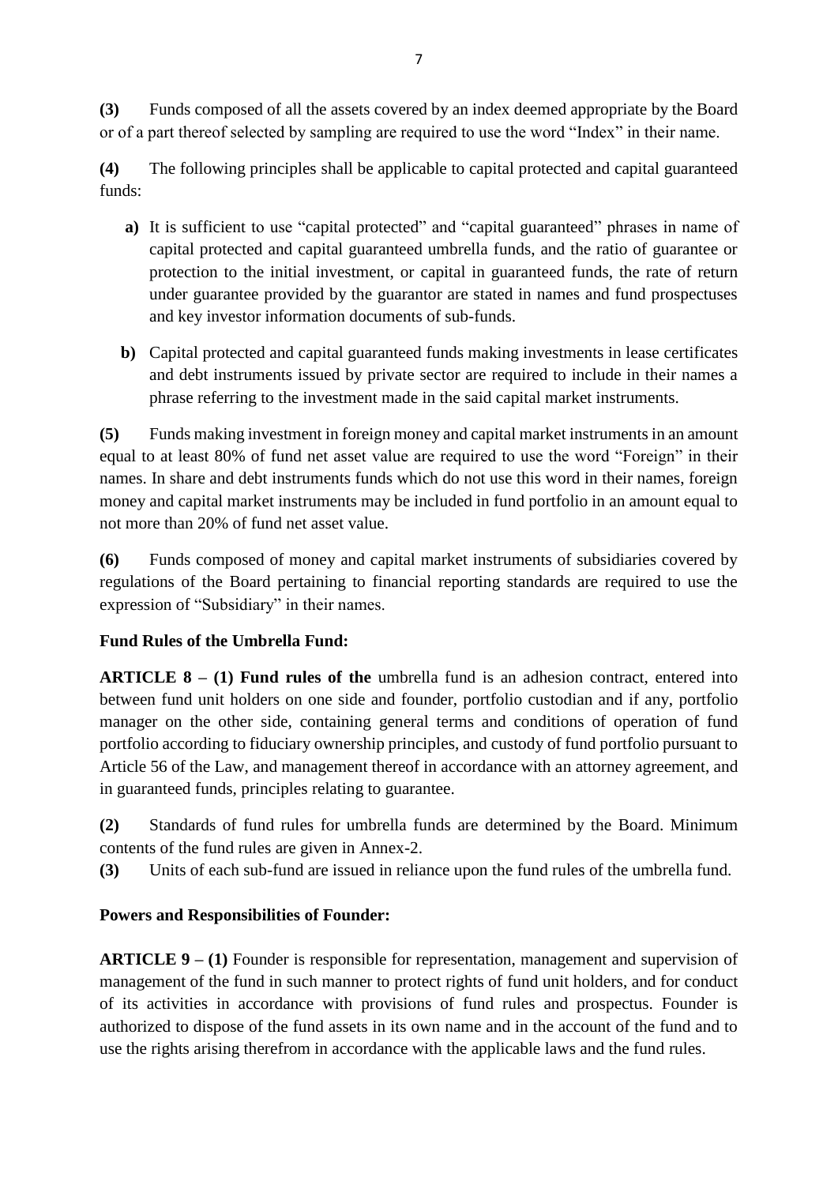**(3)** Funds composed of all the assets covered by an index deemed appropriate by the Board or of a part thereof selected by sampling are required to use the word "Index" in their name.

**(4)** The following principles shall be applicable to capital protected and capital guaranteed funds:

- **a)** It is sufficient to use "capital protected" and "capital guaranteed" phrases in name of capital protected and capital guaranteed umbrella funds, and the ratio of guarantee or protection to the initial investment, or capital in guaranteed funds, the rate of return under guarantee provided by the guarantor are stated in names and fund prospectuses and key investor information documents of sub-funds.
- **b)** Capital protected and capital guaranteed funds making investments in lease certificates and debt instruments issued by private sector are required to include in their names a phrase referring to the investment made in the said capital market instruments.

**(5)** Funds making investment in foreign money and capital market instruments in an amount equal to at least 80% of fund net asset value are required to use the word "Foreign" in their names. In share and debt instruments funds which do not use this word in their names, foreign money and capital market instruments may be included in fund portfolio in an amount equal to not more than 20% of fund net asset value.

**(6)** Funds composed of money and capital market instruments of subsidiaries covered by regulations of the Board pertaining to financial reporting standards are required to use the expression of "Subsidiary" in their names.

**Fund Rules of the Umbrella Fund:**

**ARTICLE 8 – (1) Fund rules of the** umbrella fund is an adhesion contract, entered into between fund unit holders on one side and founder, portfolio custodian and if any, portfolio manager on the other side, containing general terms and conditions of operation of fund portfolio according to fiduciary ownership principles, and custody of fund portfolio pursuant to Article 56 of the Law, and management thereof in accordance with an attorney agreement, and in guaranteed funds, principles relating to guarantee.

**(2)** Standards of fund rules for umbrella funds are determined by the Board. Minimum contents of the fund rules are given in Annex-2.

**(3)** Units of each sub-fund are issued in reliance upon the fund rules of the umbrella fund.

**Powers and Responsibilities of Founder:**

**ARTICLE 9 – (1)** Founder is responsible for representation, management and supervision of management of the fund in such manner to protect rights of fund unit holders, and for conduct of its activities in accordance with provisions of fund rules and prospectus. Founder is authorized to dispose of the fund assets in its own name and in the account of the fund and to use the rights arising therefrom in accordance with the applicable laws and the fund rules.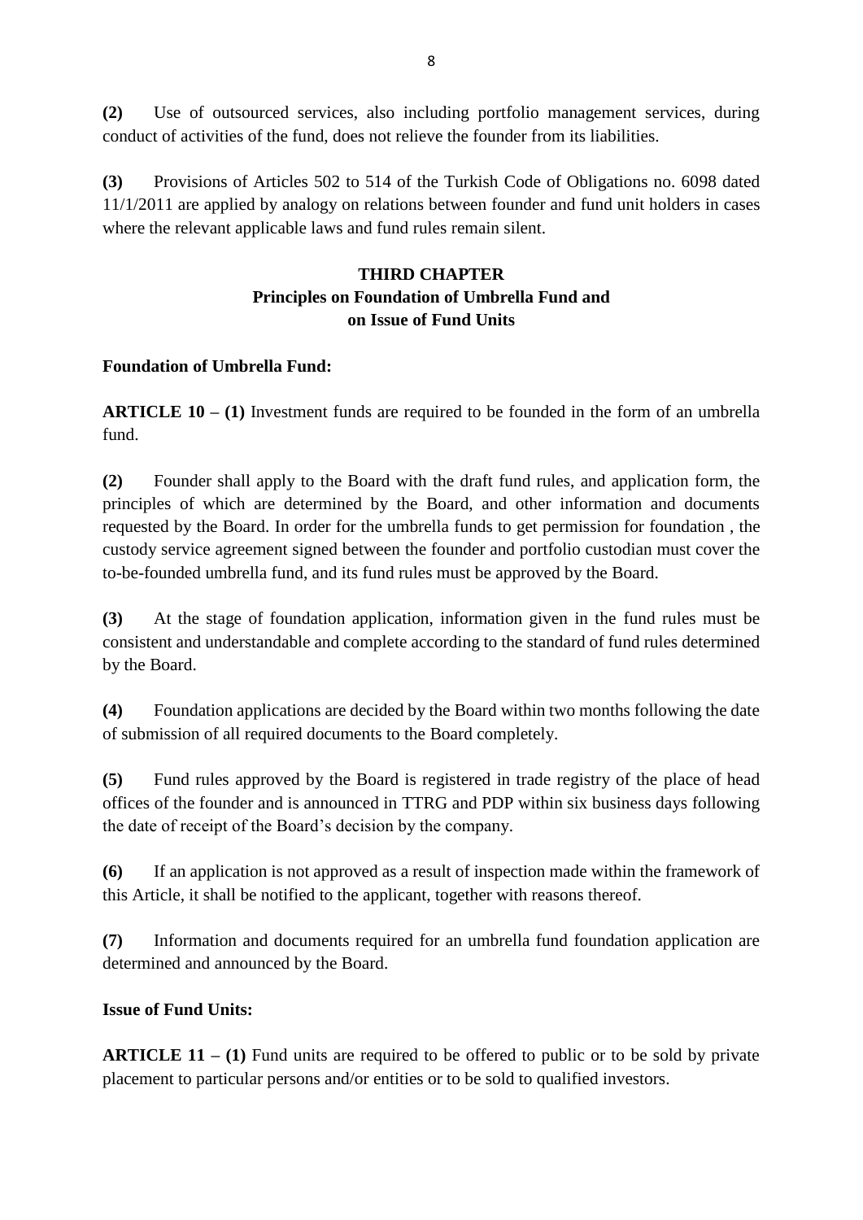**(2)** Use of outsourced services, also including portfolio management services, during conduct of activities of the fund, does not relieve the founder from its liabilities.

**(3)** Provisions of Articles 502 to 514 of the Turkish Code of Obligations no. 6098 dated 11/1/2011 are applied by analogy on relations between founder and fund unit holders in cases where the relevant applicable laws and fund rules remain silent.

## THIRD CHAPTER
## Principles on Foundation of Umbrella Fund and on Issue of Fund Units

**Foundation of Umbrella Fund:**

**ARTICLE 10 – (1)** Investment funds are required to be founded in the form of an umbrella fund.

**(2)** Founder shall apply to the Board with the draft fund rules, and application form, the principles of which are determined by the Board, and other information and documents requested by the Board. In order for the umbrella funds to get permission for foundation , the custody service agreement signed between the founder and portfolio custodian must cover the to-be-founded umbrella fund, and its fund rules must be approved by the Board.

**(3)** At the stage of foundation application, information given in the fund rules must be consistent and understandable and complete according to the standard of fund rules determined by the Board.

**(4)** Foundation applications are decided by the Board within two months following the date of submission of all required documents to the Board completely.

**(5)** Fund rules approved by the Board is registered in trade registry of the place of head offices of the founder and is announced in TTRG and PDP within six business days following the date of receipt of the Board's decision by the company.

**(6)** If an application is not approved as a result of inspection made within the framework of this Article, it shall be notified to the applicant, together with reasons thereof.

**(7)** Information and documents required for an umbrella fund foundation application are determined and announced by the Board.

**Issue of Fund Units:**

**ARTICLE 11 – (1)** Fund units are required to be offered to public or to be sold by private placement to particular persons and/or entities or to be sold to qualified investors.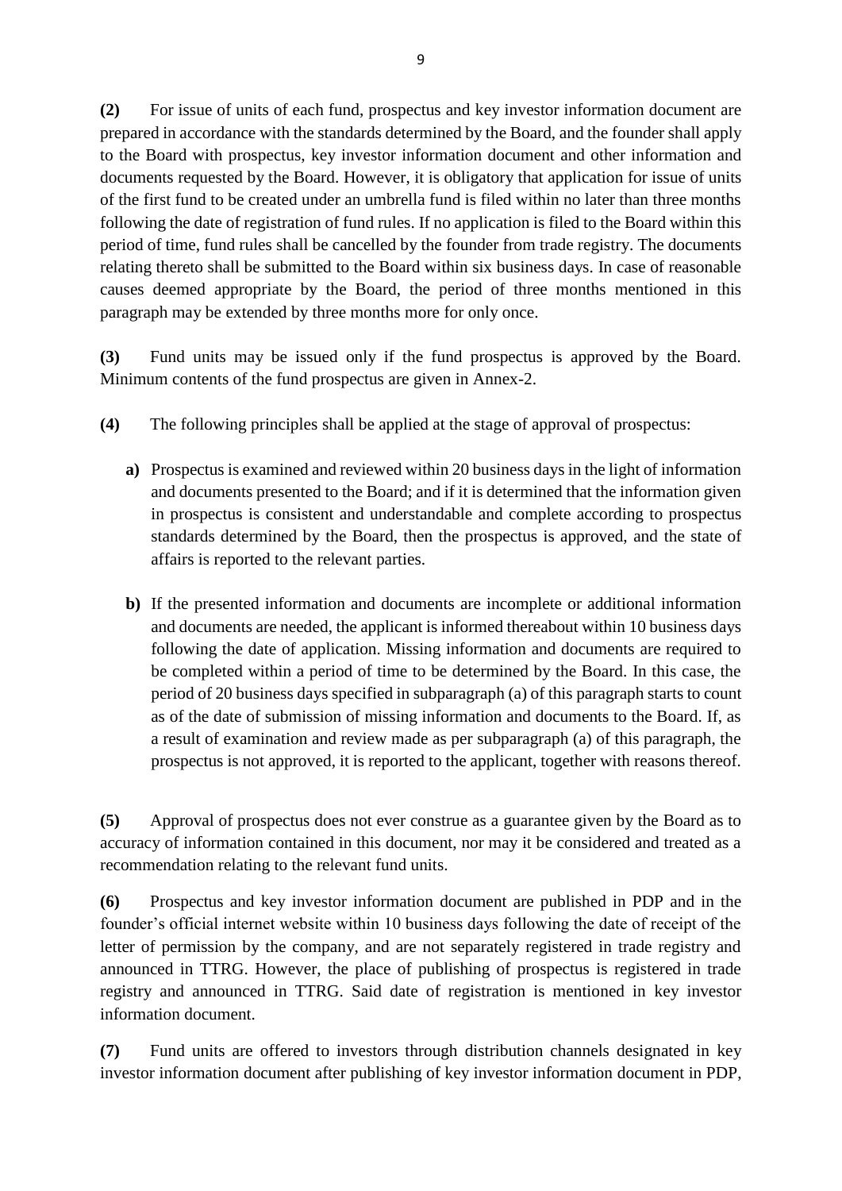**(2)** For issue of units of each fund, prospectus and key investor information document are prepared in accordance with the standards determined by the Board, and the founder shall apply to the Board with prospectus, key investor information document and other information and documents requested by the Board. However, it is obligatory that application for issue of units of the first fund to be created under an umbrella fund is filed within no later than three months following the date of registration of fund rules. If no application is filed to the Board within this period of time, fund rules shall be cancelled by the founder from trade registry. The documents relating thereto shall be submitted to the Board within six business days. In case of reasonable causes deemed appropriate by the Board, the period of three months mentioned in this paragraph may be extended by three months more for only once.

**(3)** Fund units may be issued only if the fund prospectus is approved by the Board. Minimum contents of the fund prospectus are given in Annex-2.

**(4)** The following principles shall be applied at the stage of approval of prospectus:

**a)** Prospectus is examined and reviewed within 20 business days in the light of information and documents presented to the Board; and if it is determined that the information given in prospectus is consistent and understandable and complete according to prospectus standards determined by the Board, then the prospectus is approved, and the state of affairs is reported to the relevant parties.

**b)** If the presented information and documents are incomplete or additional information and documents are needed, the applicant is informed thereabout within 10 business days following the date of application. Missing information and documents are required to be completed within a period of time to be determined by the Board. In this case, the period of 20 business days specified in subparagraph (a) of this paragraph starts to count as of the date of submission of missing information and documents to the Board. If, as a result of examination and review made as per subparagraph (a) of this paragraph, the prospectus is not approved, it is reported to the applicant, together with reasons thereof.

**(5)** Approval of prospectus does not ever construe as a guarantee given by the Board as to accuracy of information contained in this document, nor may it be considered and treated as a recommendation relating to the relevant fund units.

**(6)** Prospectus and key investor information document are published in PDP and in the founder's official internet website within 10 business days following the date of receipt of the letter of permission by the company, and are not separately registered in trade registry and announced in TTRG. However, the place of publishing of prospectus is registered in trade registry and announced in TTRG. Said date of registration is mentioned in key investor information document.

**(7)** Fund units are offered to investors through distribution channels designated in key investor information document after publishing of key investor information document in PDP,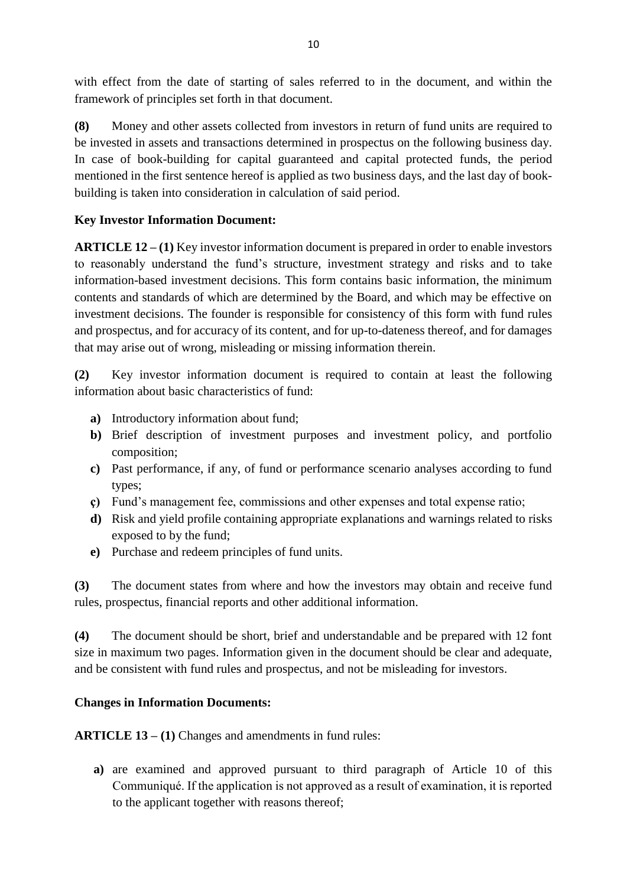with effect from the date of starting of sales referred to in the document, and within the framework of principles set forth in that document.

**(8)** Money and other assets collected from investors in return of fund units are required to be invested in assets and transactions determined in prospectus on the following business day. In case of book-building for capital guaranteed and capital protected funds, the period mentioned in the first sentence hereof is applied as two business days, and the last day of book-building is taken into consideration in calculation of said period.

**Key Investor Information Document:**

**ARTICLE 12 – (1)** Key investor information document is prepared in order to enable investors to reasonably understand the fund's structure, investment strategy and risks and to take information-based investment decisions. This form contains basic information, the minimum contents and standards of which are determined by the Board, and which may be effective on investment decisions. The founder is responsible for consistency of this form with fund rules and prospectus, and for accuracy of its content, and for up-to-dateness thereof, and for damages that may arise out of wrong, misleading or missing information therein.

**(2)** Key investor information document is required to contain at least the following information about basic characteristics of fund:

- **a)** Introductory information about fund;
- **b)** Brief description of investment purposes and investment policy, and portfolio composition;
- **c)** Past performance, if any, of fund or performance scenario analyses according to fund types;
- **ç)** Fund's management fee, commissions and other expenses and total expense ratio;
- **d)** Risk and yield profile containing appropriate explanations and warnings related to risks exposed to by the fund;
- **e)** Purchase and redeem principles of fund units.

**(3)** The document states from where and how the investors may obtain and receive fund rules, prospectus, financial reports and other additional information.

**(4)** The document should be short, brief and understandable and be prepared with 12 font size in maximum two pages. Information given in the document should be clear and adequate, and be consistent with fund rules and prospectus, and not be misleading for investors.

**Changes in Information Documents:**

**ARTICLE 13 – (1)** Changes and amendments in fund rules:

- **a)** are examined and approved pursuant to third paragraph of Article 10 of this Communiqué. If the application is not approved as a result of examination, it is reported to the applicant together with reasons thereof;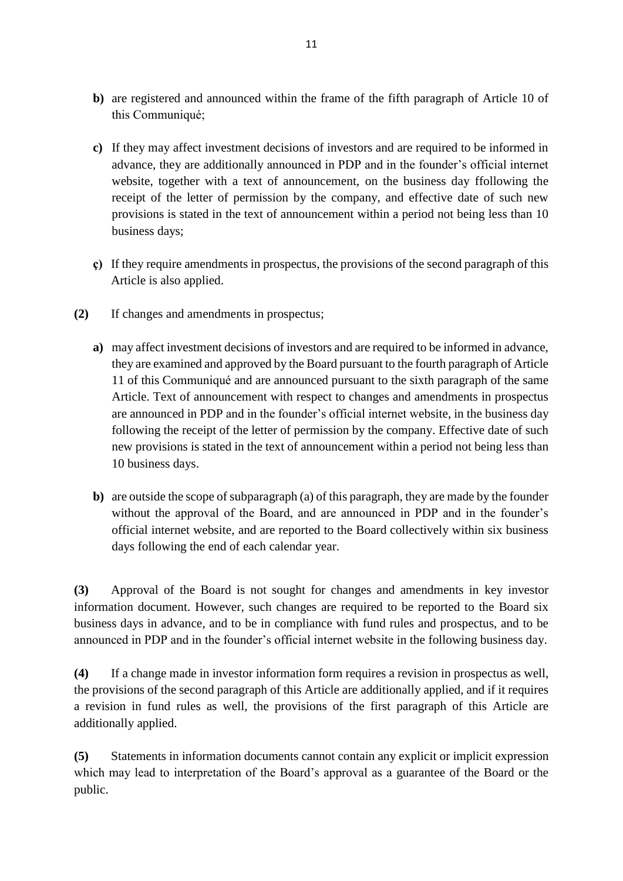**b)** are registered and announced within the frame of the fifth paragraph of Article 10 of this Communiqué;

**c)** If they may affect investment decisions of investors and are required to be informed in advance, they are additionally announced in PDP and in the founder's official internet website, together with a text of announcement, on the business day ffollowing the receipt of the letter of permission by the company, and effective date of such new provisions is stated in the text of announcement within a period not being less than 10 business days;

**ç)** If they require amendments in prospectus, the provisions of the second paragraph of this Article is also applied.

**(2)** If changes and amendments in prospectus;

**a)** may affect investment decisions of investors and are required to be informed in advance, they are examined and approved by the Board pursuant to the fourth paragraph of Article 11 of this Communiqué and are announced pursuant to the sixth paragraph of the same Article. Text of announcement with respect to changes and amendments in prospectus are announced in PDP and in the founder's official internet website, in the business day following the receipt of the letter of permission by the company. Effective date of such new provisions is stated in the text of announcement within a period not being less than 10 business days.

**b)** are outside the scope of subparagraph (a) of this paragraph, they are made by the founder without the approval of the Board, and are announced in PDP and in the founder's official internet website, and are reported to the Board collectively within six business days following the end of each calendar year.

**(3)** Approval of the Board is not sought for changes and amendments in key investor information document. However, such changes are required to be reported to the Board six business days in advance, and to be in compliance with fund rules and prospectus, and to be announced in PDP and in the founder's official internet website in the following business day.

**(4)** If a change made in investor information form requires a revision in prospectus as well, the provisions of the second paragraph of this Article are additionally applied, and if it requires a revision in fund rules as well, the provisions of the first paragraph of this Article are additionally applied.

**(5)** Statements in information documents cannot contain any explicit or implicit expression which may lead to interpretation of the Board's approval as a guarantee of the Board or the public.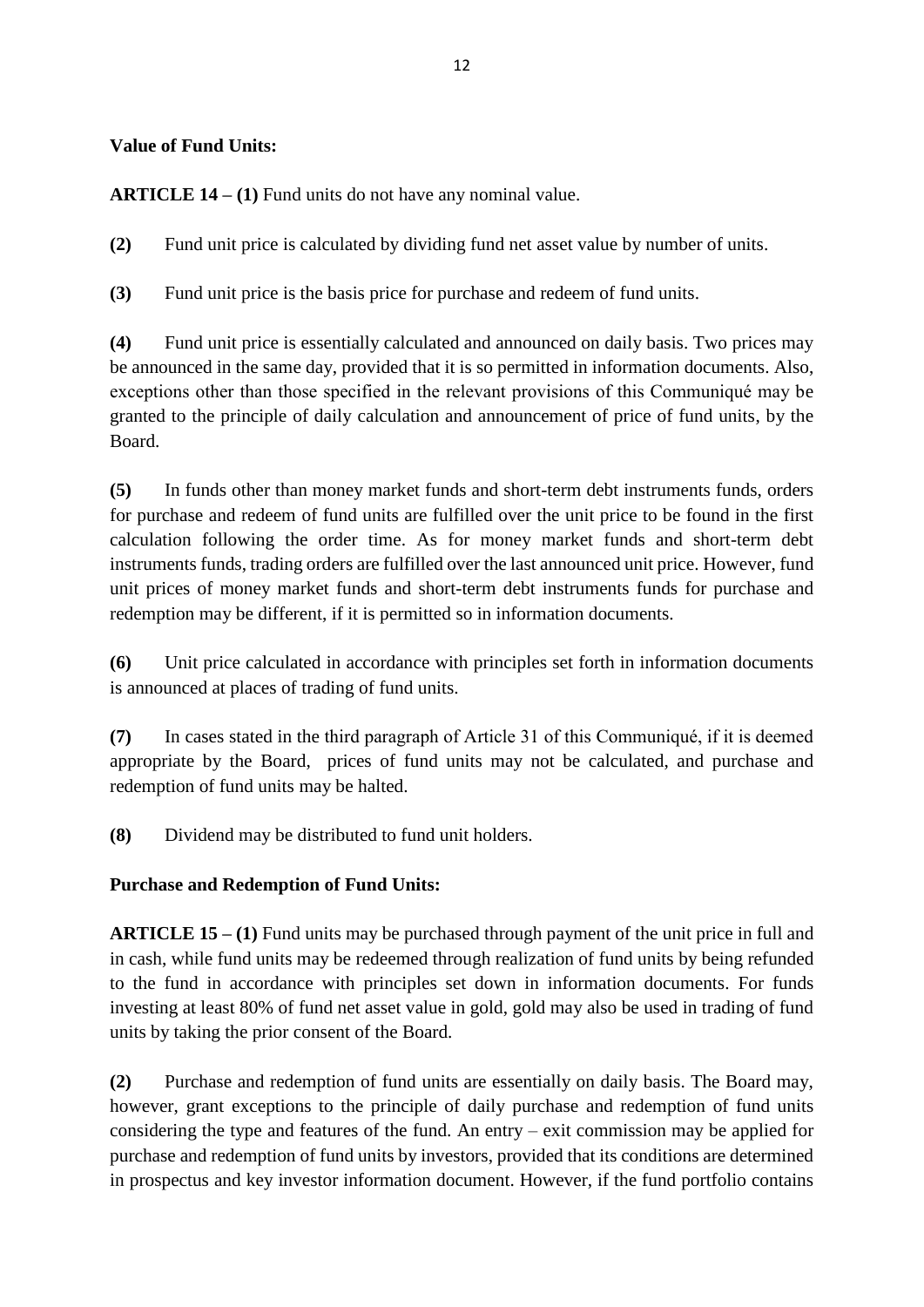**Value of Fund Units:**

**ARTICLE 14 – (1)** Fund units do not have any nominal value.

**(2)** Fund unit price is calculated by dividing fund net asset value by number of units.

**(3)** Fund unit price is the basis price for purchase and redeem of fund units.

**(4)** Fund unit price is essentially calculated and announced on daily basis. Two prices may be announced in the same day, provided that it is so permitted in information documents. Also, exceptions other than those specified in the relevant provisions of this Communiqué may be granted to the principle of daily calculation and announcement of price of fund units, by the Board.

**(5)** In funds other than money market funds and short-term debt instruments funds, orders for purchase and redeem of fund units are fulfilled over the unit price to be found in the first calculation following the order time. As for money market funds and short-term debt instruments funds, trading orders are fulfilled over the last announced unit price. However, fund unit prices of money market funds and short-term debt instruments funds for purchase and redemption may be different, if it is permitted so in information documents.

**(6)** Unit price calculated in accordance with principles set forth in information documents is announced at places of trading of fund units.

**(7)** In cases stated in the third paragraph of Article 31 of this Communiqué, if it is deemed appropriate by the Board, prices of fund units may not be calculated, and purchase and redemption of fund units may be halted.

**(8)** Dividend may be distributed to fund unit holders.

**Purchase and Redemption of Fund Units:**

**ARTICLE 15 – (1)** Fund units may be purchased through payment of the unit price in full and in cash, while fund units may be redeemed through realization of fund units by being refunded to the fund in accordance with principles set down in information documents. For funds investing at least 80% of fund net asset value in gold, gold may also be used in trading of fund units by taking the prior consent of the Board.

**(2)** Purchase and redemption of fund units are essentially on daily basis. The Board may, however, grant exceptions to the principle of daily purchase and redemption of fund units considering the type and features of the fund. An entry – exit commission may be applied for purchase and redemption of fund units by investors, provided that its conditions are determined in prospectus and key investor information document. However, if the fund portfolio contains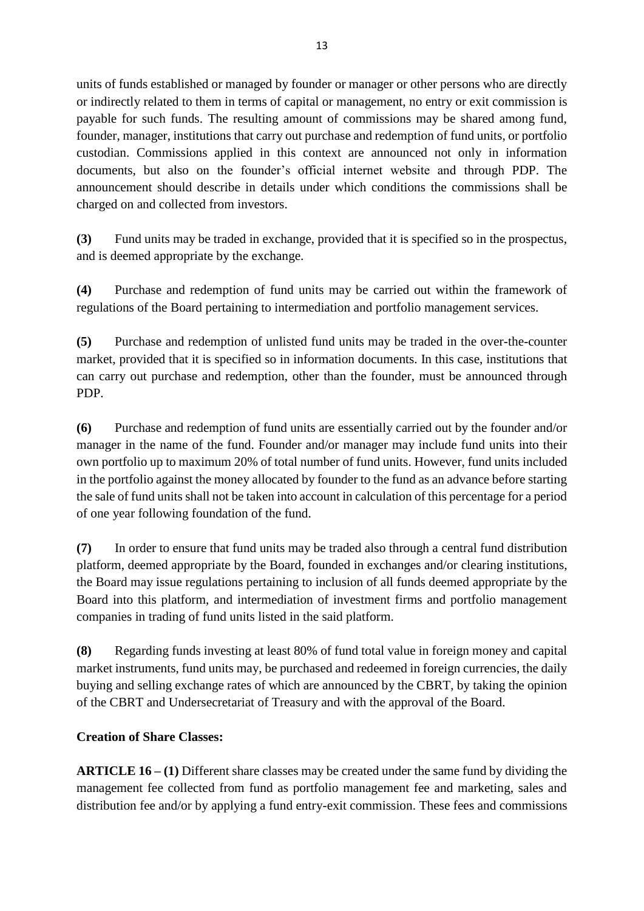units of funds established or managed by founder or manager or other persons who are directly or indirectly related to them in terms of capital or management, no entry or exit commission is payable for such funds. The resulting amount of commissions may be shared among fund, founder, manager, institutions that carry out purchase and redemption of fund units, or portfolio custodian. Commissions applied in this context are announced not only in information documents, but also on the founder's official internet website and through PDP. The announcement should describe in details under which conditions the commissions shall be charged on and collected from investors.

**(3)** Fund units may be traded in exchange, provided that it is specified so in the prospectus, and is deemed appropriate by the exchange.

**(4)** Purchase and redemption of fund units may be carried out within the framework of regulations of the Board pertaining to intermediation and portfolio management services.

**(5)** Purchase and redemption of unlisted fund units may be traded in the over-the-counter market, provided that it is specified so in information documents. In this case, institutions that can carry out purchase and redemption, other than the founder, must be announced through PDP.

**(6)** Purchase and redemption of fund units are essentially carried out by the founder and/or manager in the name of the fund. Founder and/or manager may include fund units into their own portfolio up to maximum 20% of total number of fund units. However, fund units included in the portfolio against the money allocated by founder to the fund as an advance before starting the sale of fund units shall not be taken into account in calculation of this percentage for a period of one year following foundation of the fund.

**(7)** In order to ensure that fund units may be traded also through a central fund distribution platform, deemed appropriate by the Board, founded in exchanges and/or clearing institutions, the Board may issue regulations pertaining to inclusion of all funds deemed appropriate by the Board into this platform, and intermediation of investment firms and portfolio management companies in trading of fund units listed in the said platform.

**(8)** Regarding funds investing at least 80% of fund total value in foreign money and capital market instruments, fund units may, be purchased and redeemed in foreign currencies, the daily buying and selling exchange rates of which are announced by the CBRT, by taking the opinion of the CBRT and Undersecretariat of Treasury and with the approval of the Board.

**Creation of Share Classes:**

**ARTICLE 16 – (1)** Different share classes may be created under the same fund by dividing the management fee collected from fund as portfolio management fee and marketing, sales and distribution fee and/or by applying a fund entry-exit commission. These fees and commissions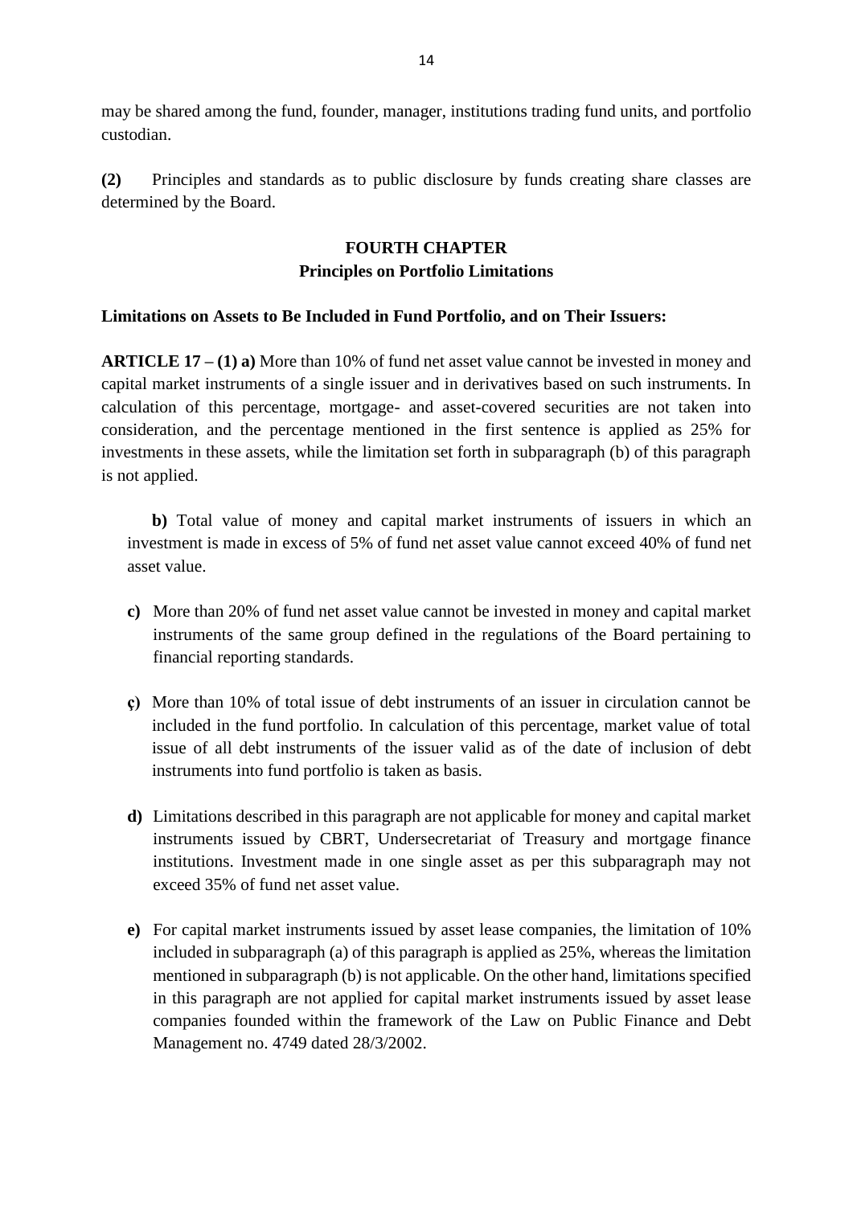may be shared among the fund, founder, manager, institutions trading fund units, and portfolio custodian.

**(2)** Principles and standards as to public disclosure by funds creating share classes are determined by the Board.

## FOURTH CHAPTER
## Principles on Portfolio Limitations

**Limitations on Assets to Be Included in Fund Portfolio, and on Their Issuers:**

**ARTICLE 17 – (1) a)** More than 10% of fund net asset value cannot be invested in money and capital market instruments of a single issuer and in derivatives based on such instruments. In calculation of this percentage, mortgage- and asset-covered securities are not taken into consideration, and the percentage mentioned in the first sentence is applied as 25% for investments in these assets, while the limitation set forth in subparagraph (b) of this paragraph is not applied.

**b)** Total value of money and capital market instruments of issuers in which an investment is made in excess of 5% of fund net asset value cannot exceed 40% of fund net asset value.

**c)** More than 20% of fund net asset value cannot be invested in money and capital market instruments of the same group defined in the regulations of the Board pertaining to financial reporting standards.

**ç)** More than 10% of total issue of debt instruments of an issuer in circulation cannot be included in the fund portfolio. In calculation of this percentage, market value of total issue of all debt instruments of the issuer valid as of the date of inclusion of debt instruments into fund portfolio is taken as basis.

**d)** Limitations described in this paragraph are not applicable for money and capital market instruments issued by CBRT, Undersecretariat of Treasury and mortgage finance institutions. Investment made in one single asset as per this subparagraph may not exceed 35% of fund net asset value.

**e)** For capital market instruments issued by asset lease companies, the limitation of 10% included in subparagraph (a) of this paragraph is applied as 25%, whereas the limitation mentioned in subparagraph (b) is not applicable. On the other hand, limitations specified in this paragraph are not applied for capital market instruments issued by asset lease companies founded within the framework of the Law on Public Finance and Debt Management no. 4749 dated 28/3/2002.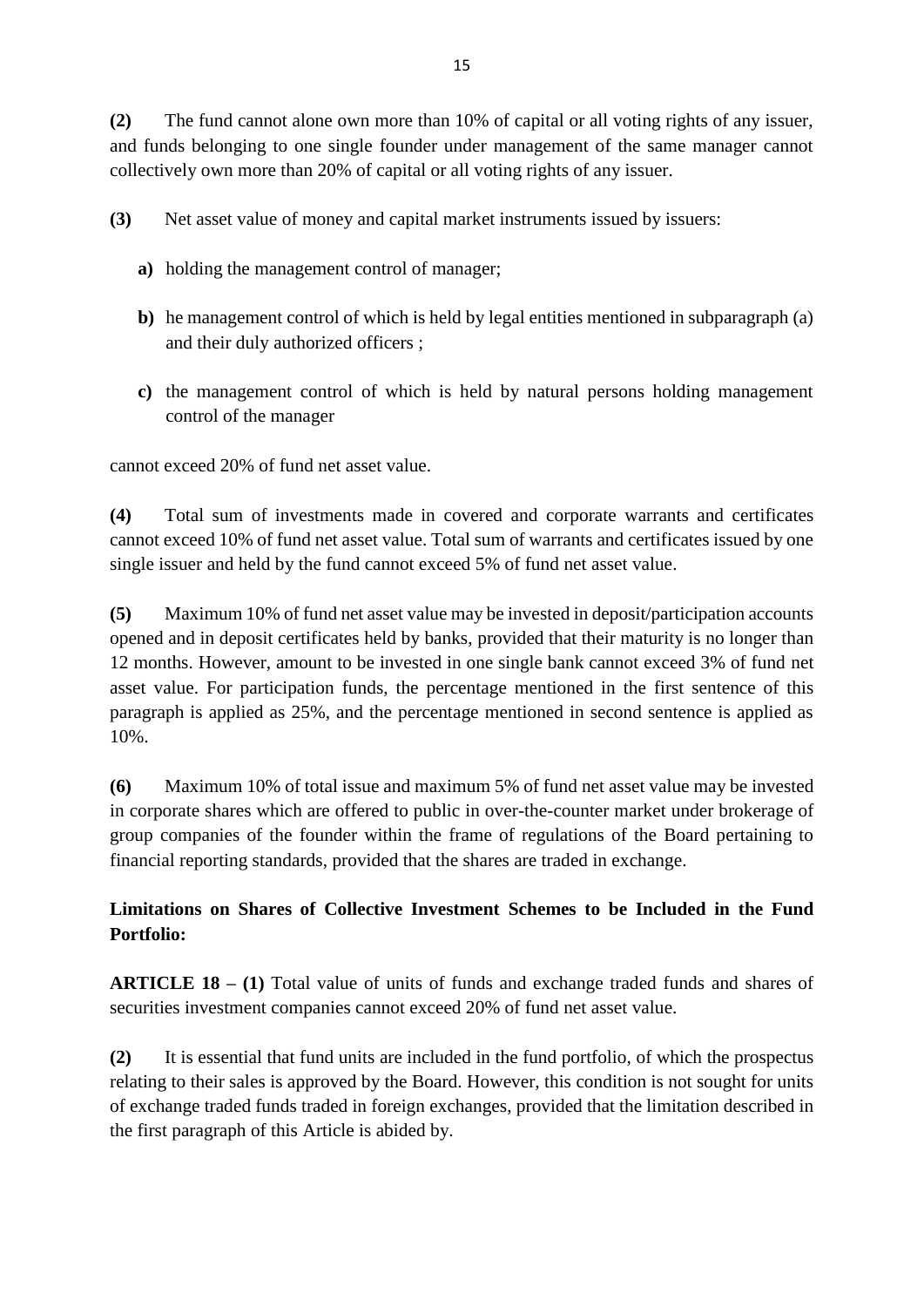**(2)** The fund cannot alone own more than 10% of capital or all voting rights of any issuer, and funds belonging to one single founder under management of the same manager cannot collectively own more than 20% of capital or all voting rights of any issuer.

**(3)** Net asset value of money and capital market instruments issued by issuers:

- **a)** holding the management control of manager;
- **b)** he management control of which is held by legal entities mentioned in subparagraph (a) and their duly authorized officers ;
- **c)** the management control of which is held by natural persons holding management control of the manager

cannot exceed 20% of fund net asset value.

**(4)** Total sum of investments made in covered and corporate warrants and certificates cannot exceed 10% of fund net asset value. Total sum of warrants and certificates issued by one single issuer and held by the fund cannot exceed 5% of fund net asset value.

**(5)** Maximum 10% of fund net asset value may be invested in deposit/participation accounts opened and in deposit certificates held by banks, provided that their maturity is no longer than 12 months. However, amount to be invested in one single bank cannot exceed 3% of fund net asset value. For participation funds, the percentage mentioned in the first sentence of this paragraph is applied as 25%, and the percentage mentioned in second sentence is applied as 10%.

**(6)** Maximum 10% of total issue and maximum 5% of fund net asset value may be invested in corporate shares which are offered to public in over-the-counter market under brokerage of group companies of the founder within the frame of regulations of the Board pertaining to financial reporting standards, provided that the shares are traded in exchange.

**Limitations on Shares of Collective Investment Schemes to be Included in the Fund Portfolio:**

**ARTICLE 18 – (1)** Total value of units of funds and exchange traded funds and shares of securities investment companies cannot exceed 20% of fund net asset value.

**(2)** It is essential that fund units are included in the fund portfolio, of which the prospectus relating to their sales is approved by the Board. However, this condition is not sought for units of exchange traded funds traded in foreign exchanges, provided that the limitation described in the first paragraph of this Article is abided by.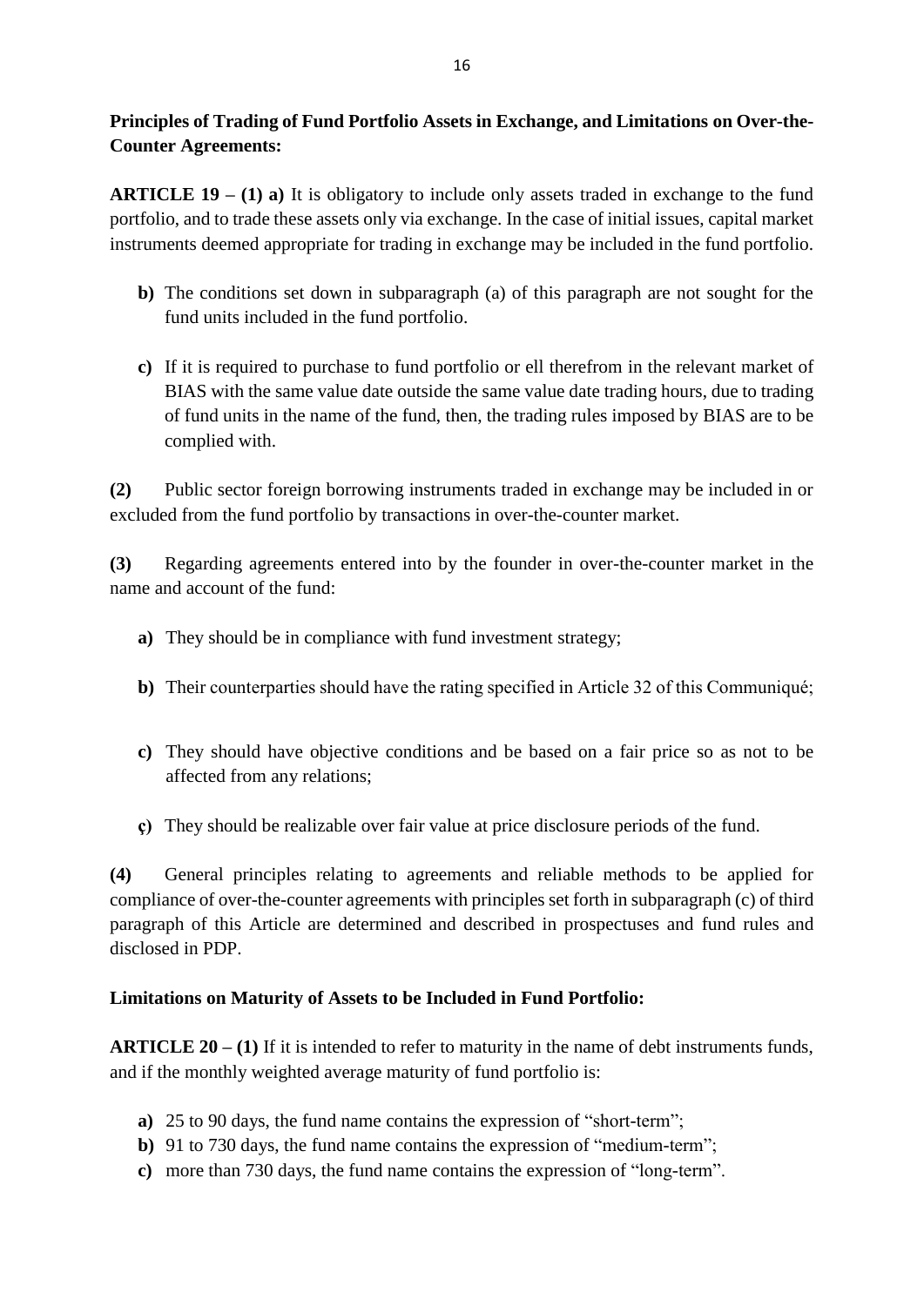**Principles of Trading of Fund Portfolio Assets in Exchange, and Limitations on Over-the-Counter Agreements:**

**ARTICLE 19 – (1) a)** It is obligatory to include only assets traded in exchange to the fund portfolio, and to trade these assets only via exchange. In the case of initial issues, capital market instruments deemed appropriate for trading in exchange may be included in the fund portfolio.

- **b)** The conditions set down in subparagraph (a) of this paragraph are not sought for the fund units included in the fund portfolio.

- **c)** If it is required to purchase to fund portfolio or ell therefrom in the relevant market of BIAS with the same value date outside the same value date trading hours, due to trading of fund units in the name of the fund, then, the trading rules imposed by BIAS are to be complied with.

**(2)** Public sector foreign borrowing instruments traded in exchange may be included in or excluded from the fund portfolio by transactions in over-the-counter market.

**(3)** Regarding agreements entered into by the founder in over-the-counter market in the name and account of the fund:

- **a)** They should be in compliance with fund investment strategy;

- **b)** Their counterparties should have the rating specified in Article 32 of this Communiqué;

- **c)** They should have objective conditions and be based on a fair price so as not to be affected from any relations;

- **ç)** They should be realizable over fair value at price disclosure periods of the fund.

**(4)** General principles relating to agreements and reliable methods to be applied for compliance of over-the-counter agreements with principles set forth in subparagraph (c) of third paragraph of this Article are determined and described in prospectuses and fund rules and disclosed in PDP.

**Limitations on Maturity of Assets to be Included in Fund Portfolio:**

**ARTICLE 20 – (1)** If it is intended to refer to maturity in the name of debt instruments funds, and if the monthly weighted average maturity of fund portfolio is:

- **a)** 25 to 90 days, the fund name contains the expression of "short-term";
- **b)** 91 to 730 days, the fund name contains the expression of "medium-term";
- **c)** more than 730 days, the fund name contains the expression of "long-term".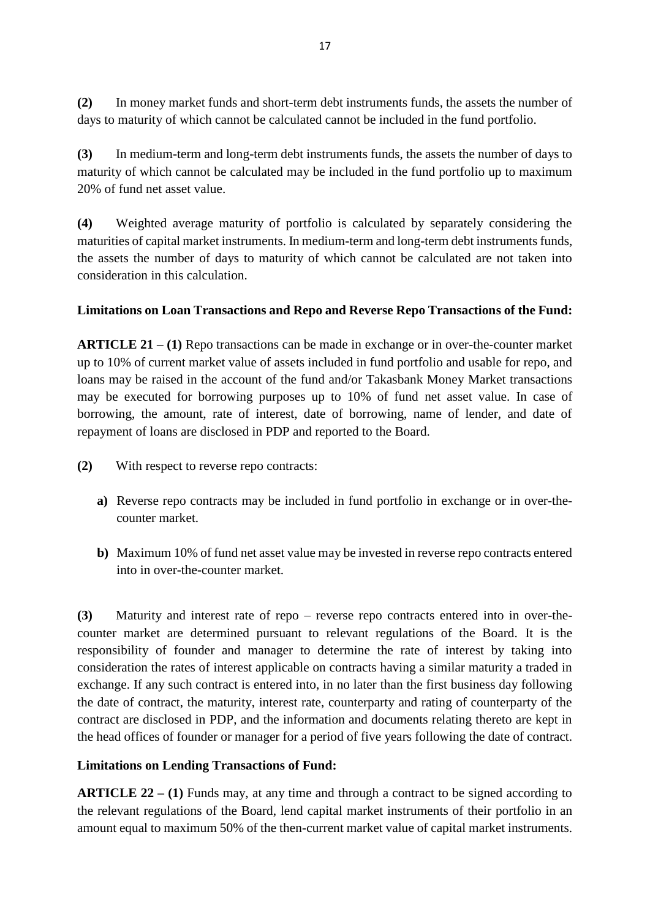**(2)** In money market funds and short-term debt instruments funds, the assets the number of days to maturity of which cannot be calculated cannot be included in the fund portfolio.

**(3)** In medium-term and long-term debt instruments funds, the assets the number of days to maturity of which cannot be calculated may be included in the fund portfolio up to maximum 20% of fund net asset value.

**(4)** Weighted average maturity of portfolio is calculated by separately considering the maturities of capital market instruments. In medium-term and long-term debt instruments funds, the assets the number of days to maturity of which cannot be calculated are not taken into consideration in this calculation.

**Limitations on Loan Transactions and Repo and Reverse Repo Transactions of the Fund:**

**ARTICLE 21 – (1)** Repo transactions can be made in exchange or in over-the-counter market up to 10% of current market value of assets included in fund portfolio and usable for repo, and loans may be raised in the account of the fund and/or Takasbank Money Market transactions may be executed for borrowing purposes up to 10% of fund net asset value. In case of borrowing, the amount, rate of interest, date of borrowing, name of lender, and date of repayment of loans are disclosed in PDP and reported to the Board.

**(2)** With respect to reverse repo contracts:

**a)** Reverse repo contracts may be included in fund portfolio in exchange or in over-the-counter market.

**b)** Maximum 10% of fund net asset value may be invested in reverse repo contracts entered into in over-the-counter market.

**(3)** Maturity and interest rate of repo – reverse repo contracts entered into in over-the-counter market are determined pursuant to relevant regulations of the Board. It is the responsibility of founder and manager to determine the rate of interest by taking into consideration the rates of interest applicable on contracts having a similar maturity a traded in exchange. If any such contract is entered into, in no later than the first business day following the date of contract, the maturity, interest rate, counterparty and rating of counterparty of the contract are disclosed in PDP, and the information and documents relating thereto are kept in the head offices of founder or manager for a period of five years following the date of contract.

**Limitations on Lending Transactions of Fund:**

**ARTICLE 22 – (1)** Funds may, at any time and through a contract to be signed according to the relevant regulations of the Board, lend capital market instruments of their portfolio in an amount equal to maximum 50% of the then-current market value of capital market instruments.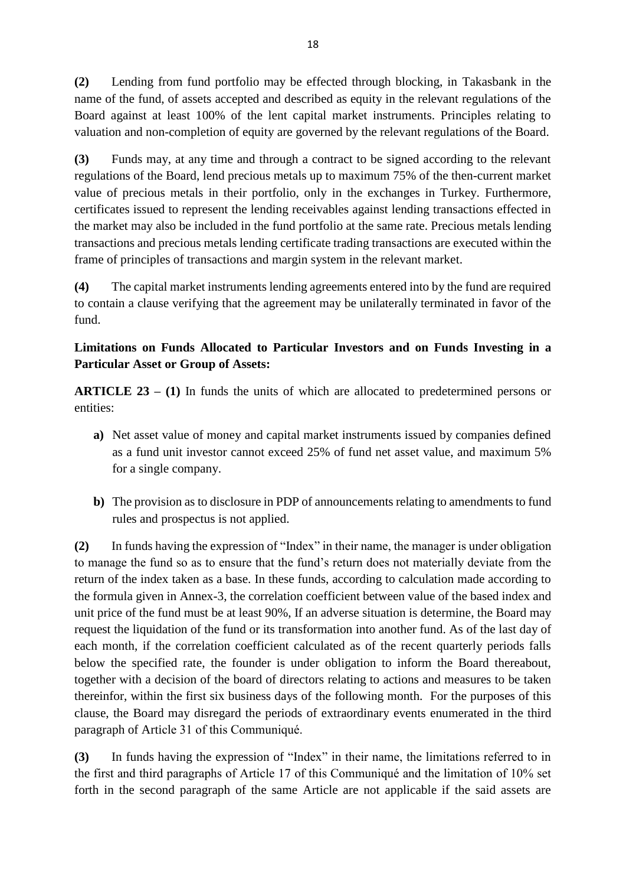**(2)** Lending from fund portfolio may be effected through blocking, in Takasbank in the name of the fund, of assets accepted and described as equity in the relevant regulations of the Board against at least 100% of the lent capital market instruments. Principles relating to valuation and non-completion of equity are governed by the relevant regulations of the Board.

**(3)** Funds may, at any time and through a contract to be signed according to the relevant regulations of the Board, lend precious metals up to maximum 75% of the then-current market value of precious metals in their portfolio, only in the exchanges in Turkey. Furthermore, certificates issued to represent the lending receivables against lending transactions effected in the market may also be included in the fund portfolio at the same rate. Precious metals lending transactions and precious metals lending certificate trading transactions are executed within the frame of principles of transactions and margin system in the relevant market.

**(4)** The capital market instruments lending agreements entered into by the fund are required to contain a clause verifying that the agreement may be unilaterally terminated in favor of the fund.

**Limitations on Funds Allocated to Particular Investors and on Funds Investing in a Particular Asset or Group of Assets:**

**ARTICLE 23 – (1)** In funds the units of which are allocated to predetermined persons or entities:

**a)** Net asset value of money and capital market instruments issued by companies defined as a fund unit investor cannot exceed 25% of fund net asset value, and maximum 5% for a single company.

**b)** The provision as to disclosure in PDP of announcements relating to amendments to fund rules and prospectus is not applied.

**(2)** In funds having the expression of "Index" in their name, the manager is under obligation to manage the fund so as to ensure that the fund's return does not materially deviate from the return of the index taken as a base. In these funds, according to calculation made according to the formula given in Annex-3, the correlation coefficient between value of the based index and unit price of the fund must be at least 90%, If an adverse situation is determine, the Board may request the liquidation of the fund or its transformation into another fund. As of the last day of each month, if the correlation coefficient calculated as of the recent quarterly periods falls below the specified rate, the founder is under obligation to inform the Board thereabout, together with a decision of the board of directors relating to actions and measures to be taken thereinfor, within the first six business days of the following month. For the purposes of this clause, the Board may disregard the periods of extraordinary events enumerated in the third paragraph of Article 31 of this Communiqué.

**(3)** In funds having the expression of "Index" in their name, the limitations referred to in the first and third paragraphs of Article 17 of this Communiqué and the limitation of 10% set forth in the second paragraph of the same Article are not applicable if the said assets are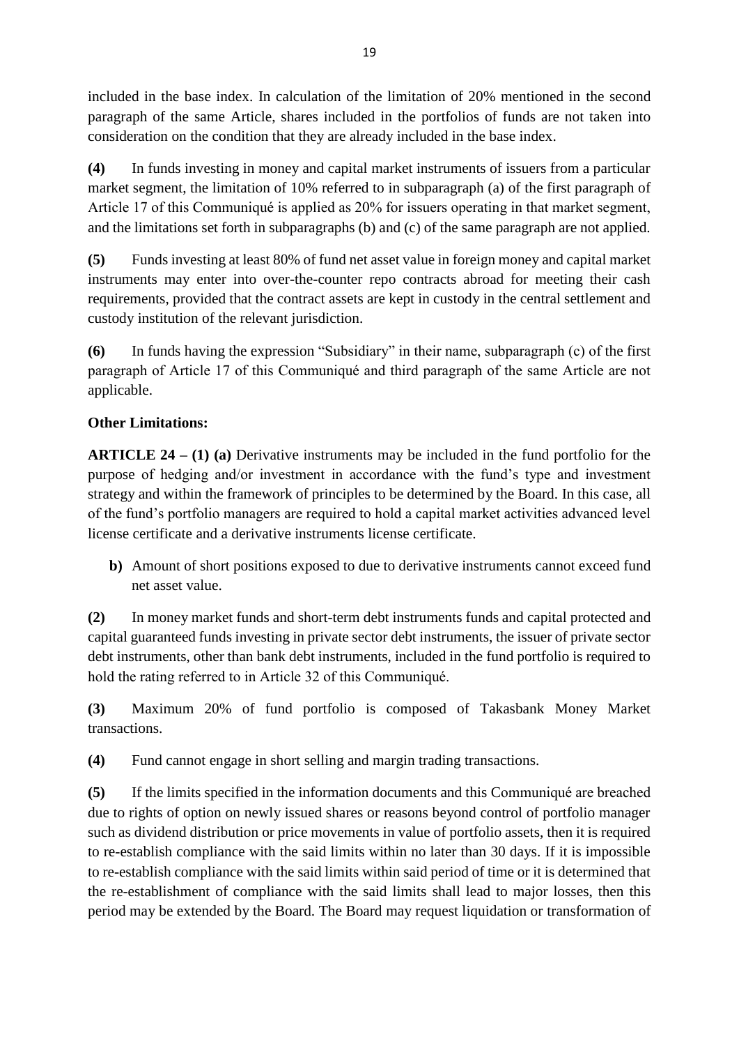included in the base index. In calculation of the limitation of 20% mentioned in the second paragraph of the same Article, shares included in the portfolios of funds are not taken into consideration on the condition that they are already included in the base index.

**(4)** In funds investing in money and capital market instruments of issuers from a particular market segment, the limitation of 10% referred to in subparagraph (a) of the first paragraph of Article 17 of this Communiqué is applied as 20% for issuers operating in that market segment, and the limitations set forth in subparagraphs (b) and (c) of the same paragraph are not applied.

**(5)** Funds investing at least 80% of fund net asset value in foreign money and capital market instruments may enter into over-the-counter repo contracts abroad for meeting their cash requirements, provided that the contract assets are kept in custody in the central settlement and custody institution of the relevant jurisdiction.

**(6)** In funds having the expression "Subsidiary" in their name, subparagraph (c) of the first paragraph of Article 17 of this Communiqué and third paragraph of the same Article are not applicable.

**Other Limitations:**

**ARTICLE 24 – (1) (a)** Derivative instruments may be included in the fund portfolio for the purpose of hedging and/or investment in accordance with the fund's type and investment strategy and within the framework of principles to be determined by the Board. In this case, all of the fund's portfolio managers are required to hold a capital market activities advanced level license certificate and a derivative instruments license certificate.

**b)** Amount of short positions exposed to due to derivative instruments cannot exceed fund net asset value.

**(2)** In money market funds and short-term debt instruments funds and capital protected and capital guaranteed funds investing in private sector debt instruments, the issuer of private sector debt instruments, other than bank debt instruments, included in the fund portfolio is required to hold the rating referred to in Article 32 of this Communiqué.

**(3)** Maximum 20% of fund portfolio is composed of Takasbank Money Market transactions.

**(4)** Fund cannot engage in short selling and margin trading transactions.

**(5)** If the limits specified in the information documents and this Communiqué are breached due to rights of option on newly issued shares or reasons beyond control of portfolio manager such as dividend distribution or price movements in value of portfolio assets, then it is required to re-establish compliance with the said limits within no later than 30 days. If it is impossible to re-establish compliance with the said limits within said period of time or it is determined that the re-establishment of compliance with the said limits shall lead to major losses, then this period may be extended by the Board. The Board may request liquidation or transformation of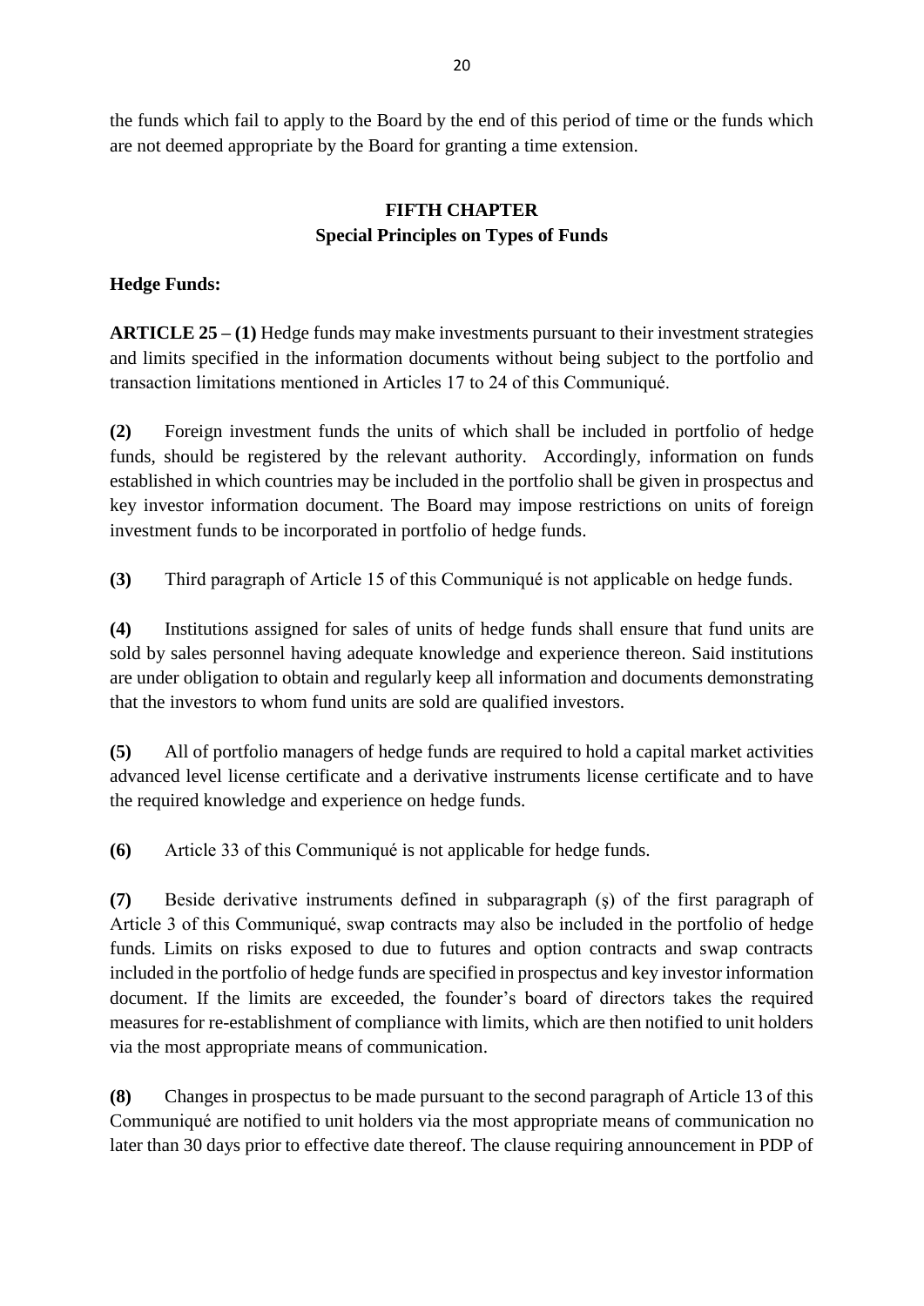the funds which fail to apply to the Board by the end of this period of time or the funds which are not deemed appropriate by the Board for granting a time extension.

## FIFTH CHAPTER
## Special Principles on Types of Funds

**Hedge Funds:**

**ARTICLE 25 – (1)** Hedge funds may make investments pursuant to their investment strategies and limits specified in the information documents without being subject to the portfolio and transaction limitations mentioned in Articles 17 to 24 of this Communiqué.

**(2)** Foreign investment funds the units of which shall be included in portfolio of hedge funds, should be registered by the relevant authority. Accordingly, information on funds established in which countries may be included in the portfolio shall be given in prospectus and key investor information document. The Board may impose restrictions on units of foreign investment funds to be incorporated in portfolio of hedge funds.

**(3)** Third paragraph of Article 15 of this Communiqué is not applicable on hedge funds.

**(4)** Institutions assigned for sales of units of hedge funds shall ensure that fund units are sold by sales personnel having adequate knowledge and experience thereon. Said institutions are under obligation to obtain and regularly keep all information and documents demonstrating that the investors to whom fund units are sold are qualified investors.

**(5)** All of portfolio managers of hedge funds are required to hold a capital market activities advanced level license certificate and a derivative instruments license certificate and to have the required knowledge and experience on hedge funds.

**(6)** Article 33 of this Communiqué is not applicable for hedge funds.

**(7)** Beside derivative instruments defined in subparagraph (ş) of the first paragraph of Article 3 of this Communiqué, swap contracts may also be included in the portfolio of hedge funds. Limits on risks exposed to due to futures and option contracts and swap contracts included in the portfolio of hedge funds are specified in prospectus and key investor information document. If the limits are exceeded, the founder's board of directors takes the required measures for re-establishment of compliance with limits, which are then notified to unit holders via the most appropriate means of communication.

**(8)** Changes in prospectus to be made pursuant to the second paragraph of Article 13 of this Communiqué are notified to unit holders via the most appropriate means of communication no later than 30 days prior to effective date thereof. The clause requiring announcement in PDP of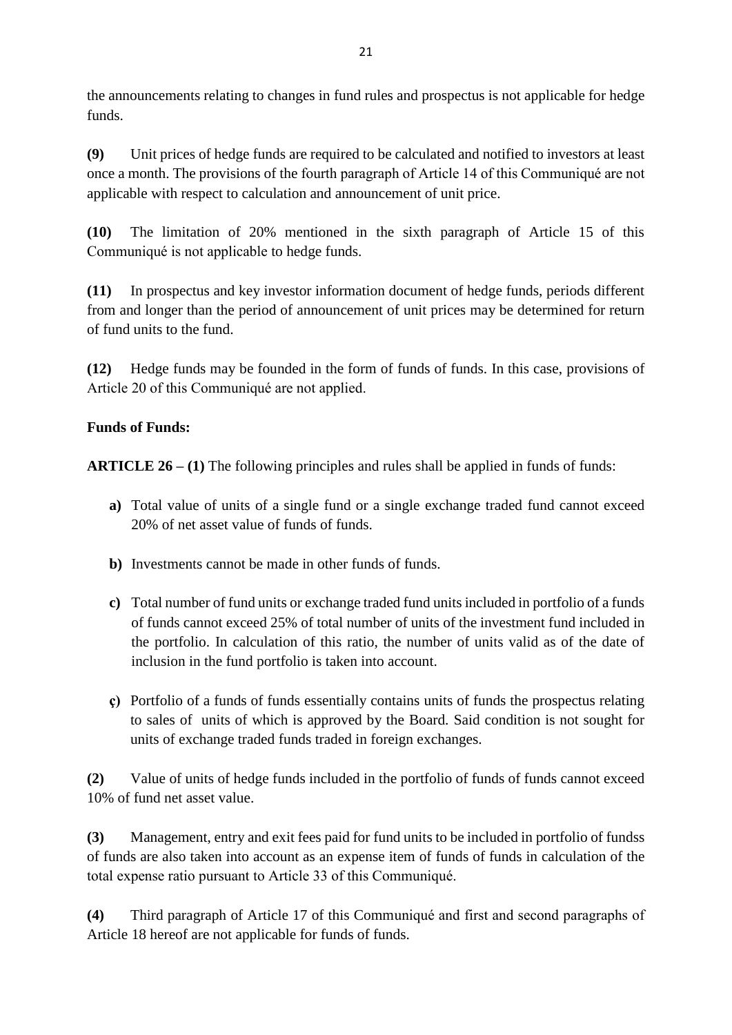the announcements relating to changes in fund rules and prospectus is not applicable for hedge funds.

**(9)** Unit prices of hedge funds are required to be calculated and notified to investors at least once a month. The provisions of the fourth paragraph of Article 14 of this Communiqué are not applicable with respect to calculation and announcement of unit price.

**(10)** The limitation of 20% mentioned in the sixth paragraph of Article 15 of this Communiqué is not applicable to hedge funds.

**(11)** In prospectus and key investor information document of hedge funds, periods different from and longer than the period of announcement of unit prices may be determined for return of fund units to the fund.

**(12)** Hedge funds may be founded in the form of funds of funds. In this case, provisions of Article 20 of this Communiqué are not applied.

**Funds of Funds:**

**ARTICLE 26 – (1)** The following principles and rules shall be applied in funds of funds:

- **a)** Total value of units of a single fund or a single exchange traded fund cannot exceed 20% of net asset value of funds of funds.
- **b)** Investments cannot be made in other funds of funds.
- **c)** Total number of fund units or exchange traded fund units included in portfolio of a funds of funds cannot exceed 25% of total number of units of the investment fund included in the portfolio. In calculation of this ratio, the number of units valid as of the date of inclusion in the fund portfolio is taken into account.
- **ç)** Portfolio of a funds of funds essentially contains units of funds the prospectus relating to sales of units of which is approved by the Board. Said condition is not sought for units of exchange traded funds traded in foreign exchanges.

**(2)** Value of units of hedge funds included in the portfolio of funds of funds cannot exceed 10% of fund net asset value.

**(3)** Management, entry and exit fees paid for fund units to be included in portfolio of fundss of funds are also taken into account as an expense item of funds of funds in calculation of the total expense ratio pursuant to Article 33 of this Communiqué.

**(4)** Third paragraph of Article 17 of this Communiqué and first and second paragraphs of Article 18 hereof are not applicable for funds of funds.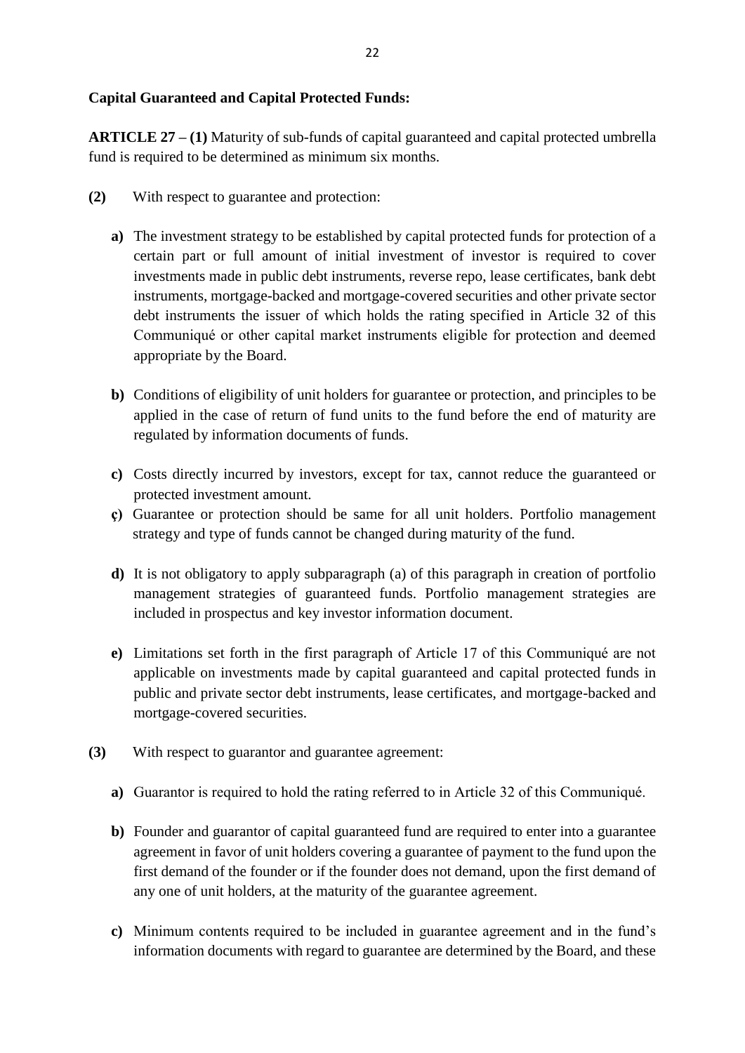**Capital Guaranteed and Capital Protected Funds:**

**ARTICLE 27 – (1)** Maturity of sub-funds of capital guaranteed and capital protected umbrella fund is required to be determined as minimum six months.

**(2)** With respect to guarantee and protection:

**a)** The investment strategy to be established by capital protected funds for protection of a certain part or full amount of initial investment of investor is required to cover investments made in public debt instruments, reverse repo, lease certificates, bank debt instruments, mortgage-backed and mortgage-covered securities and other private sector debt instruments the issuer of which holds the rating specified in Article 32 of this Communiqué or other capital market instruments eligible for protection and deemed appropriate by the Board.

**b)** Conditions of eligibility of unit holders for guarantee or protection, and principles to be applied in the case of return of fund units to the fund before the end of maturity are regulated by information documents of funds.

**c)** Costs directly incurred by investors, except for tax, cannot reduce the guaranteed or protected investment amount.

**ç)** Guarantee or protection should be same for all unit holders. Portfolio management strategy and type of funds cannot be changed during maturity of the fund.

**d)** It is not obligatory to apply subparagraph (a) of this paragraph in creation of portfolio management strategies of guaranteed funds. Portfolio management strategies are included in prospectus and key investor information document.

**e)** Limitations set forth in the first paragraph of Article 17 of this Communiqué are not applicable on investments made by capital guaranteed and capital protected funds in public and private sector debt instruments, lease certificates, and mortgage-backed and mortgage-covered securities.

**(3)** With respect to guarantor and guarantee agreement:

**a)** Guarantor is required to hold the rating referred to in Article 32 of this Communiqué.

**b)** Founder and guarantor of capital guaranteed fund are required to enter into a guarantee agreement in favor of unit holders covering a guarantee of payment to the fund upon the first demand of the founder or if the founder does not demand, upon the first demand of any one of unit holders, at the maturity of the guarantee agreement.

**c)** Minimum contents required to be included in guarantee agreement and in the fund's information documents with regard to guarantee are determined by the Board, and these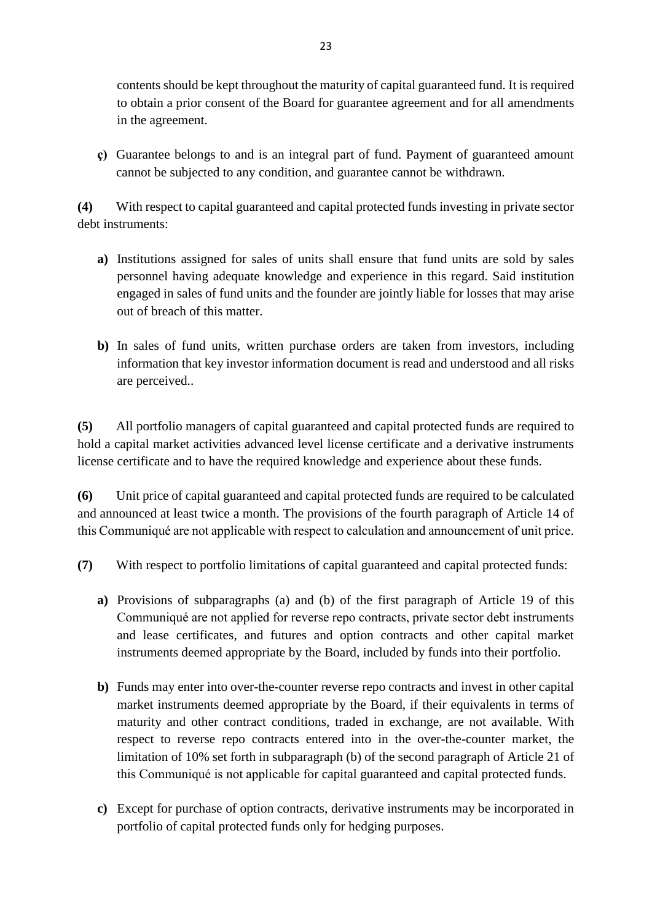contents should be kept throughout the maturity of capital guaranteed fund. It is required to obtain a prior consent of the Board for guarantee agreement and for all amendments in the agreement.

**ç)** Guarantee belongs to and is an integral part of fund. Payment of guaranteed amount cannot be subjected to any condition, and guarantee cannot be withdrawn.

**(4)** With respect to capital guaranteed and capital protected funds investing in private sector debt instruments:

**a)** Institutions assigned for sales of units shall ensure that fund units are sold by sales personnel having adequate knowledge and experience in this regard. Said institution engaged in sales of fund units and the founder are jointly liable for losses that may arise out of breach of this matter.

**b)** In sales of fund units, written purchase orders are taken from investors, including information that key investor information document is read and understood and all risks are perceived..

**(5)** All portfolio managers of capital guaranteed and capital protected funds are required to hold a capital market activities advanced level license certificate and a derivative instruments license certificate and to have the required knowledge and experience about these funds.

**(6)** Unit price of capital guaranteed and capital protected funds are required to be calculated and announced at least twice a month. The provisions of the fourth paragraph of Article 14 of this Communiqué are not applicable with respect to calculation and announcement of unit price.

**(7)** With respect to portfolio limitations of capital guaranteed and capital protected funds:

**a)** Provisions of subparagraphs (a) and (b) of the first paragraph of Article 19 of this Communiqué are not applied for reverse repo contracts, private sector debt instruments and lease certificates, and futures and option contracts and other capital market instruments deemed appropriate by the Board, included by funds into their portfolio.

**b)** Funds may enter into over-the-counter reverse repo contracts and invest in other capital market instruments deemed appropriate by the Board, if their equivalents in terms of maturity and other contract conditions, traded in exchange, are not available. With respect to reverse repo contracts entered into in the over-the-counter market, the limitation of 10% set forth in subparagraph (b) of the second paragraph of Article 21 of this Communiqué is not applicable for capital guaranteed and capital protected funds.

**c)** Except for purchase of option contracts, derivative instruments may be incorporated in portfolio of capital protected funds only for hedging purposes.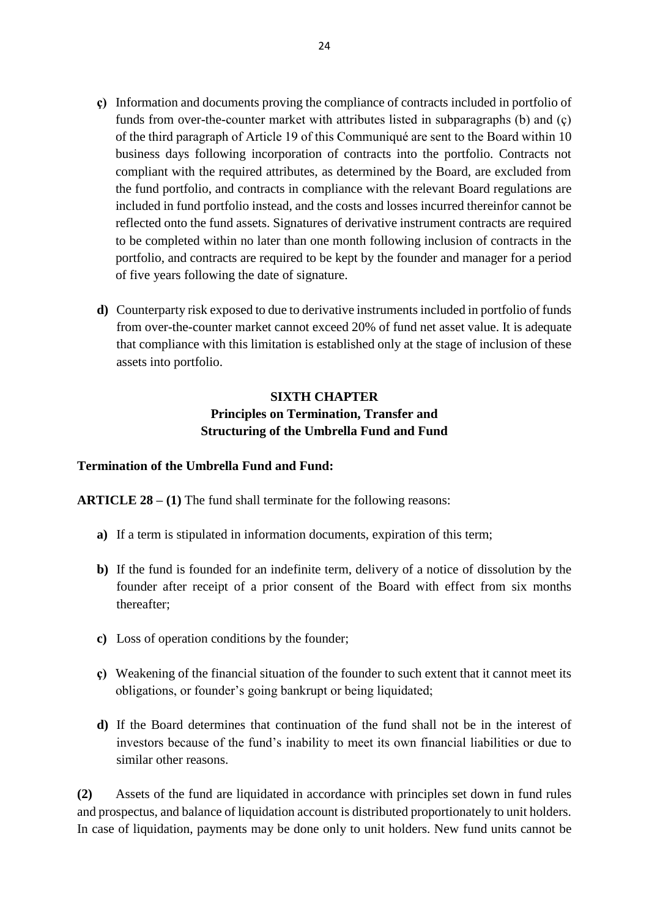- **ç)** Information and documents proving the compliance of contracts included in portfolio of funds from over-the-counter market with attributes listed in subparagraphs (b) and (ç) of the third paragraph of Article 19 of this Communiqué are sent to the Board within 10 business days following incorporation of contracts into the portfolio. Contracts not compliant with the required attributes, as determined by the Board, are excluded from the fund portfolio, and contracts in compliance with the relevant Board regulations are included in fund portfolio instead, and the costs and losses incurred thereinfor cannot be reflected onto the fund assets. Signatures of derivative instrument contracts are required to be completed within no later than one month following inclusion of contracts in the portfolio, and contracts are required to be kept by the founder and manager for a period of five years following the date of signature.

- **d)** Counterparty risk exposed to due to derivative instruments included in portfolio of funds from over-the-counter market cannot exceed 20% of fund net asset value. It is adequate that compliance with this limitation is established only at the stage of inclusion of these assets into portfolio.

## SIXTH CHAPTER
## Principles on Termination, Transfer and Structuring of the Umbrella Fund and Fund

**Termination of the Umbrella Fund and Fund:**

**ARTICLE 28 – (1)** The fund shall terminate for the following reasons:

- **a)** If a term is stipulated in information documents, expiration of this term;

- **b)** If the fund is founded for an indefinite term, delivery of a notice of dissolution by the founder after receipt of a prior consent of the Board with effect from six months thereafter;

- **c)** Loss of operation conditions by the founder;

- **ç)** Weakening of the financial situation of the founder to such extent that it cannot meet its obligations, or founder's going bankrupt or being liquidated;

- **d)** If the Board determines that continuation of the fund shall not be in the interest of investors because of the fund's inability to meet its own financial liabilities or due to similar other reasons.

**(2)** Assets of the fund are liquidated in accordance with principles set down in fund rules and prospectus, and balance of liquidation account is distributed proportionately to unit holders. In case of liquidation, payments may be done only to unit holders. New fund units cannot be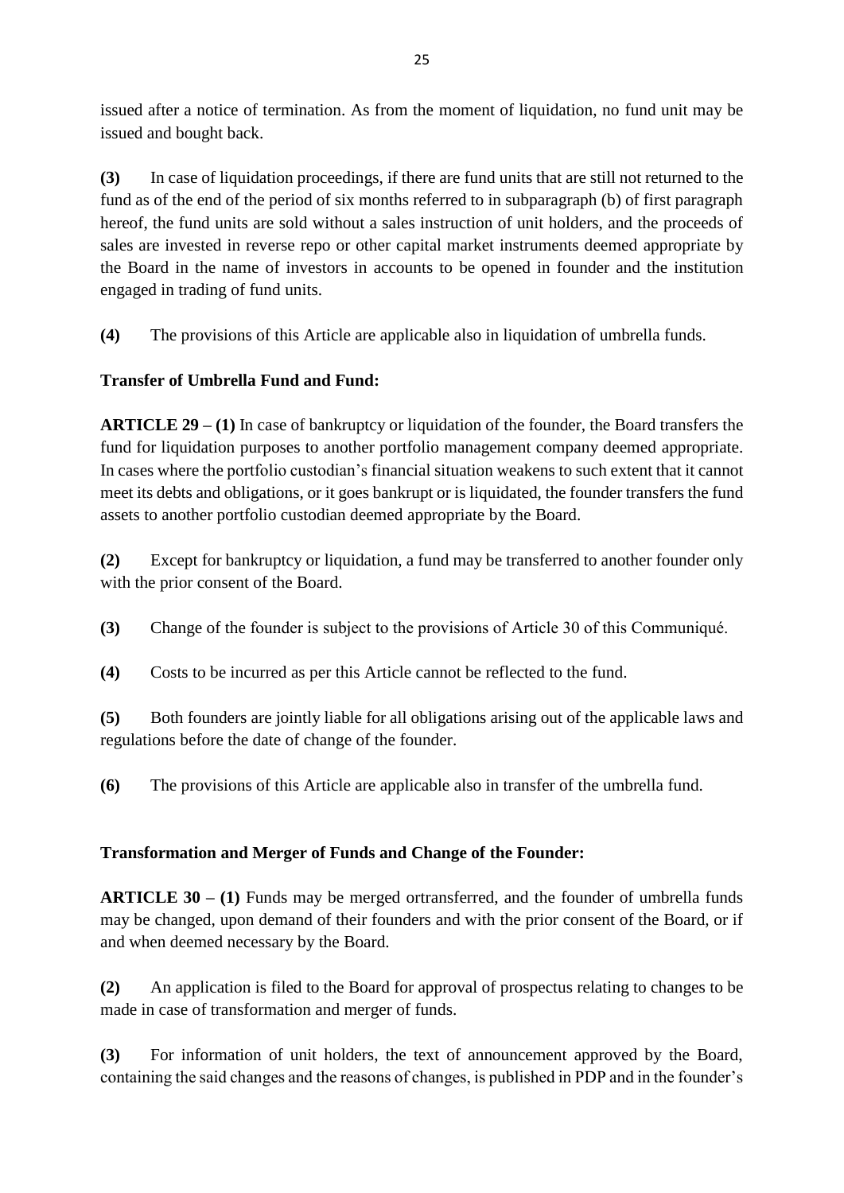issued after a notice of termination. As from the moment of liquidation, no fund unit may be issued and bought back.

**(3)** In case of liquidation proceedings, if there are fund units that are still not returned to the fund as of the end of the period of six months referred to in subparagraph (b) of first paragraph hereof, the fund units are sold without a sales instruction of unit holders, and the proceeds of sales are invested in reverse repo or other capital market instruments deemed appropriate by the Board in the name of investors in accounts to be opened in founder and the institution engaged in trading of fund units.

**(4)** The provisions of this Article are applicable also in liquidation of umbrella funds.

**Transfer of Umbrella Fund and Fund:**

**ARTICLE 29 – (1)** In case of bankruptcy or liquidation of the founder, the Board transfers the fund for liquidation purposes to another portfolio management company deemed appropriate. In cases where the portfolio custodian's financial situation weakens to such extent that it cannot meet its debts and obligations, or it goes bankrupt or is liquidated, the founder transfers the fund assets to another portfolio custodian deemed appropriate by the Board.

**(2)** Except for bankruptcy or liquidation, a fund may be transferred to another founder only with the prior consent of the Board.

**(3)** Change of the founder is subject to the provisions of Article 30 of this Communiqué.

**(4)** Costs to be incurred as per this Article cannot be reflected to the fund.

**(5)** Both founders are jointly liable for all obligations arising out of the applicable laws and regulations before the date of change of the founder.

**(6)** The provisions of this Article are applicable also in transfer of the umbrella fund.

**Transformation and Merger of Funds and Change of the Founder:**

**ARTICLE 30 – (1)** Funds may be merged ortransferred, and the founder of umbrella funds may be changed, upon demand of their founders and with the prior consent of the Board, or if and when deemed necessary by the Board.

**(2)** An application is filed to the Board for approval of prospectus relating to changes to be made in case of transformation and merger of funds.

**(3)** For information of unit holders, the text of announcement approved by the Board, containing the said changes and the reasons of changes, is published in PDP and in the founder's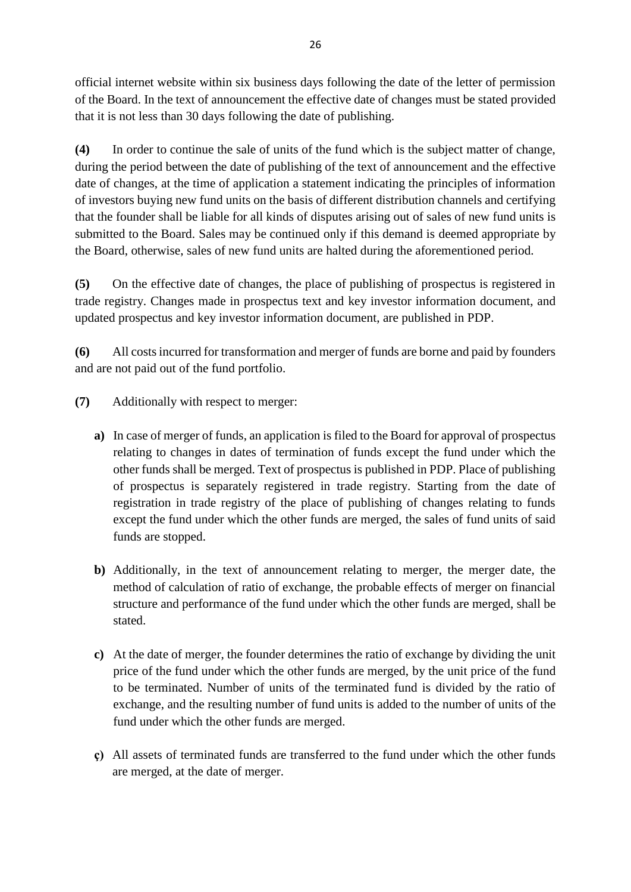official internet website within six business days following the date of the letter of permission of the Board. In the text of announcement the effective date of changes must be stated provided that it is not less than 30 days following the date of publishing.

**(4)** In order to continue the sale of units of the fund which is the subject matter of change, during the period between the date of publishing of the text of announcement and the effective date of changes, at the time of application a statement indicating the principles of information of investors buying new fund units on the basis of different distribution channels and certifying that the founder shall be liable for all kinds of disputes arising out of sales of new fund units is submitted to the Board. Sales may be continued only if this demand is deemed appropriate by the Board, otherwise, sales of new fund units are halted during the aforementioned period.

**(5)** On the effective date of changes, the place of publishing of prospectus is registered in trade registry. Changes made in prospectus text and key investor information document, and updated prospectus and key investor information document, are published in PDP.

**(6)** All costs incurred for transformation and merger of funds are borne and paid by founders and are not paid out of the fund portfolio.

**(7)** Additionally with respect to merger:

- **a)** In case of merger of funds, an application is filed to the Board for approval of prospectus relating to changes in dates of termination of funds except the fund under which the other funds shall be merged. Text of prospectus is published in PDP. Place of publishing of prospectus is separately registered in trade registry. Starting from the date of registration in trade registry of the place of publishing of changes relating to funds except the fund under which the other funds are merged, the sales of fund units of said funds are stopped.

- **b)** Additionally, in the text of announcement relating to merger, the merger date, the method of calculation of ratio of exchange, the probable effects of merger on financial structure and performance of the fund under which the other funds are merged, shall be stated.

- **c)** At the date of merger, the founder determines the ratio of exchange by dividing the unit price of the fund under which the other funds are merged, by the unit price of the fund to be terminated. Number of units of the terminated fund is divided by the ratio of exchange, and the resulting number of fund units is added to the number of units of the fund under which the other funds are merged.

- **ç)** All assets of terminated funds are transferred to the fund under which the other funds are merged, at the date of merger.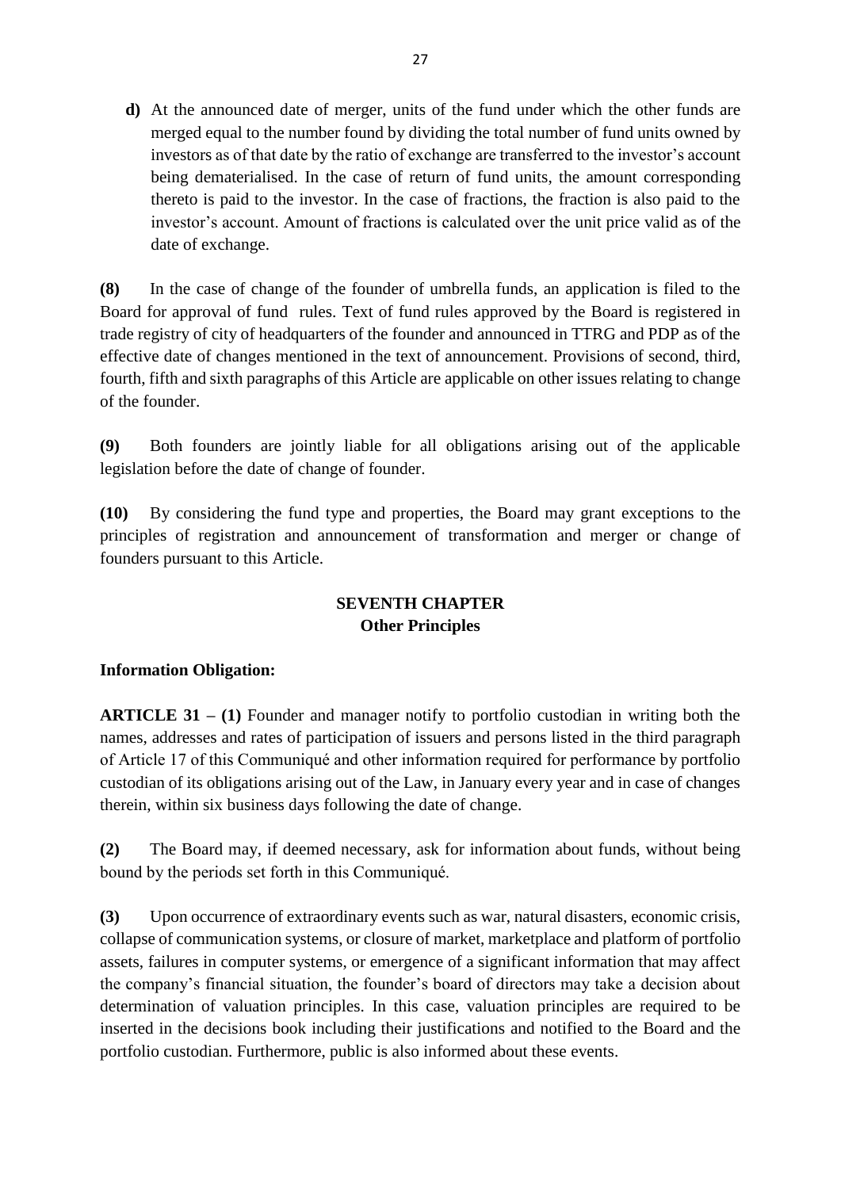**d)** At the announced date of merger, units of the fund under which the other funds are merged equal to the number found by dividing the total number of fund units owned by investors as of that date by the ratio of exchange are transferred to the investor's account being dematerialised. In the case of return of fund units, the amount corresponding thereto is paid to the investor. In the case of fractions, the fraction is also paid to the investor's account. Amount of fractions is calculated over the unit price valid as of the date of exchange.

**(8)** In the case of change of the founder of umbrella funds, an application is filed to the Board for approval of fund rules. Text of fund rules approved by the Board is registered in trade registry of city of headquarters of the founder and announced in TTRG and PDP as of the effective date of changes mentioned in the text of announcement. Provisions of second, third, fourth, fifth and sixth paragraphs of this Article are applicable on other issues relating to change of the founder.

**(9)** Both founders are jointly liable for all obligations arising out of the applicable legislation before the date of change of founder.

**(10)** By considering the fund type and properties, the Board may grant exceptions to the principles of registration and announcement of transformation and merger or change of founders pursuant to this Article.

## SEVENTH CHAPTER
## Other Principles

**Information Obligation:**

**ARTICLE 31 – (1)** Founder and manager notify to portfolio custodian in writing both the names, addresses and rates of participation of issuers and persons listed in the third paragraph of Article 17 of this Communiqué and other information required for performance by portfolio custodian of its obligations arising out of the Law, in January every year and in case of changes therein, within six business days following the date of change.

**(2)** The Board may, if deemed necessary, ask for information about funds, without being bound by the periods set forth in this Communiqué.

**(3)** Upon occurrence of extraordinary events such as war, natural disasters, economic crisis, collapse of communication systems, or closure of market, marketplace and platform of portfolio assets, failures in computer systems, or emergence of a significant information that may affect the company's financial situation, the founder's board of directors may take a decision about determination of valuation principles. In this case, valuation principles are required to be inserted in the decisions book including their justifications and notified to the Board and the portfolio custodian. Furthermore, public is also informed about these events.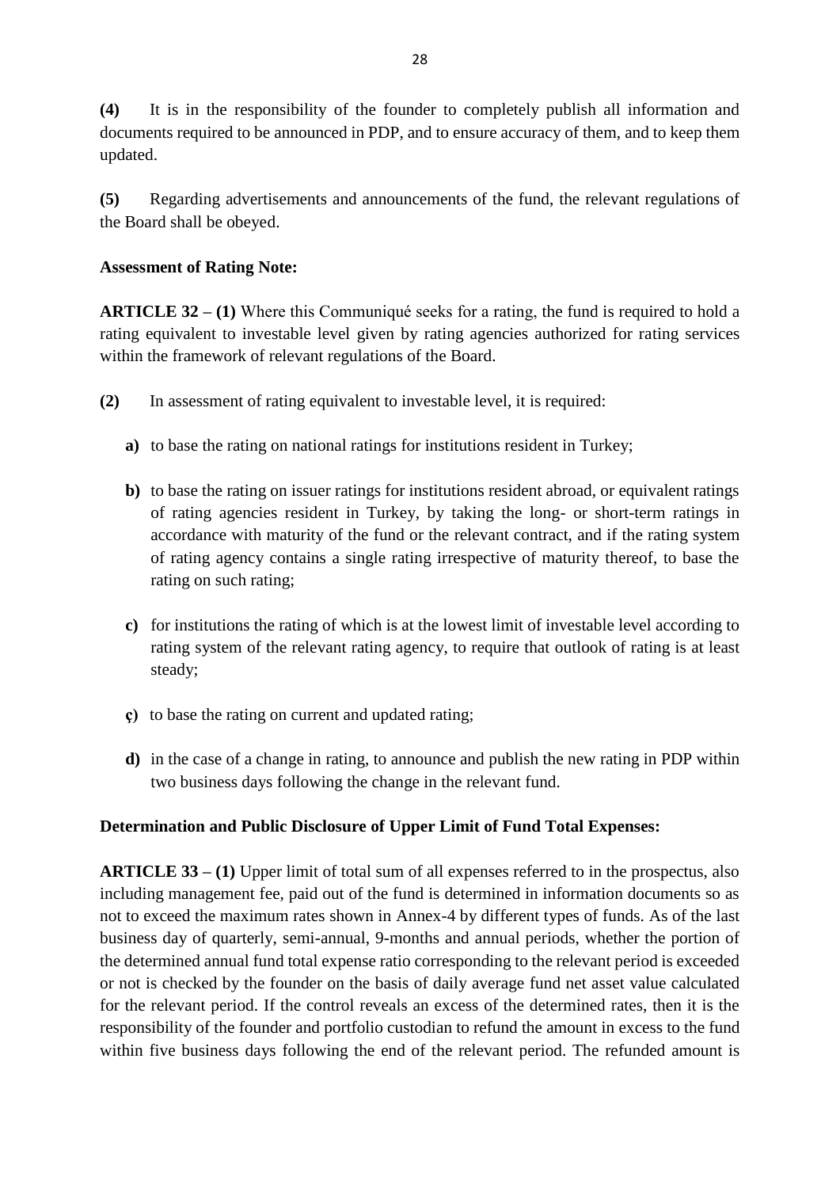**(4)** It is in the responsibility of the founder to completely publish all information and documents required to be announced in PDP, and to ensure accuracy of them, and to keep them updated.

**(5)** Regarding advertisements and announcements of the fund, the relevant regulations of the Board shall be obeyed.

**Assessment of Rating Note:**

**ARTICLE 32 – (1)** Where this Communiqué seeks for a rating, the fund is required to hold a rating equivalent to investable level given by rating agencies authorized for rating services within the framework of relevant regulations of the Board.

**(2)** In assessment of rating equivalent to investable level, it is required:

**a)** to base the rating on national ratings for institutions resident in Turkey;

**b)** to base the rating on issuer ratings for institutions resident abroad, or equivalent ratings of rating agencies resident in Turkey, by taking the long- or short-term ratings in accordance with maturity of the fund or the relevant contract, and if the rating system of rating agency contains a single rating irrespective of maturity thereof, to base the rating on such rating;

**c)** for institutions the rating of which is at the lowest limit of investable level according to rating system of the relevant rating agency, to require that outlook of rating is at least steady;

**ç)** to base the rating on current and updated rating;

**d)** in the case of a change in rating, to announce and publish the new rating in PDP within two business days following the change in the relevant fund.

**Determination and Public Disclosure of Upper Limit of Fund Total Expenses:**

**ARTICLE 33 – (1)** Upper limit of total sum of all expenses referred to in the prospectus, also including management fee, paid out of the fund is determined in information documents so as not to exceed the maximum rates shown in Annex-4 by different types of funds. As of the last business day of quarterly, semi-annual, 9-months and annual periods, whether the portion of the determined annual fund total expense ratio corresponding to the relevant period is exceeded or not is checked by the founder on the basis of daily average fund net asset value calculated for the relevant period. If the control reveals an excess of the determined rates, then it is the responsibility of the founder and portfolio custodian to refund the amount in excess to the fund within five business days following the end of the relevant period. The refunded amount is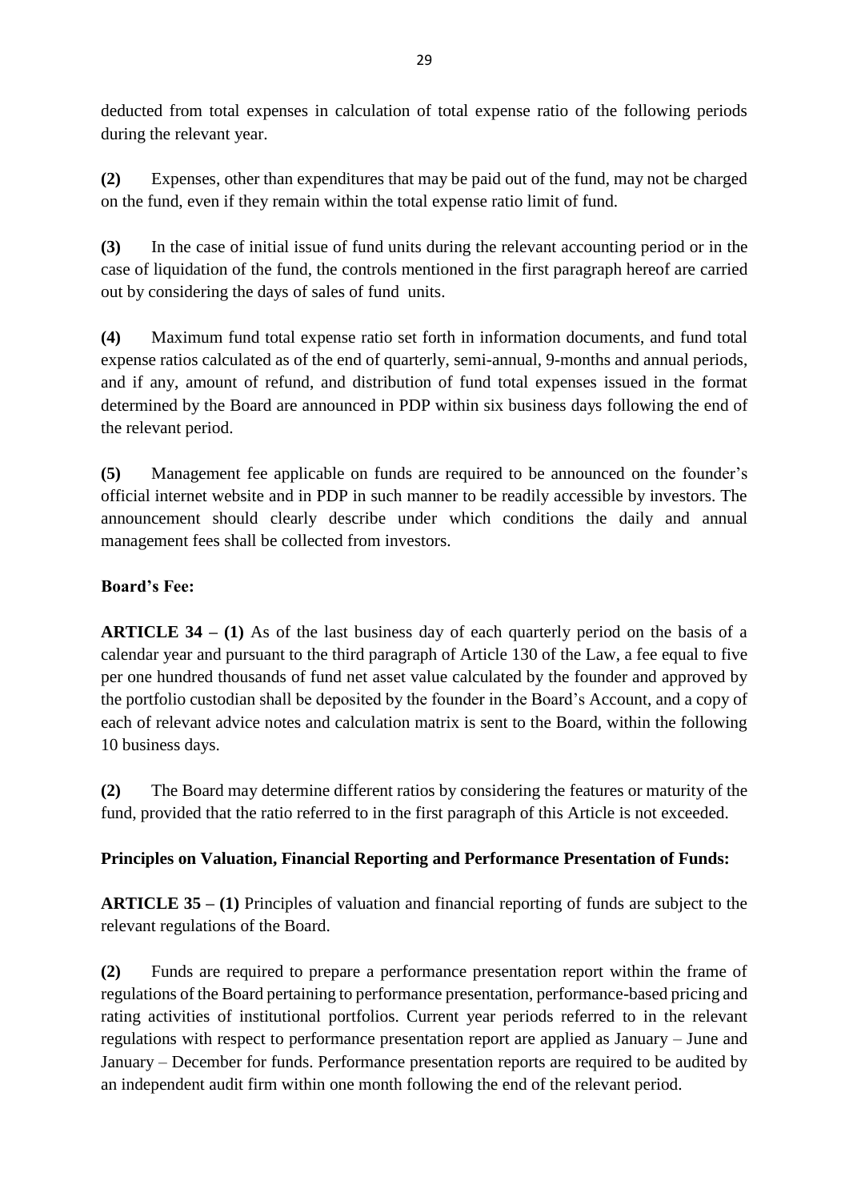deducted from total expenses in calculation of total expense ratio of the following periods during the relevant year.

**(2)** Expenses, other than expenditures that may be paid out of the fund, may not be charged on the fund, even if they remain within the total expense ratio limit of fund.

**(3)** In the case of initial issue of fund units during the relevant accounting period or in the case of liquidation of the fund, the controls mentioned in the first paragraph hereof are carried out by considering the days of sales of fund units.

**(4)** Maximum fund total expense ratio set forth in information documents, and fund total expense ratios calculated as of the end of quarterly, semi-annual, 9-months and annual periods, and if any, amount of refund, and distribution of fund total expenses issued in the format determined by the Board are announced in PDP within six business days following the end of the relevant period.

**(5)** Management fee applicable on funds are required to be announced on the founder's official internet website and in PDP in such manner to be readily accessible by investors. The announcement should clearly describe under which conditions the daily and annual management fees shall be collected from investors.

**Board's Fee:**

**ARTICLE 34 – (1)** As of the last business day of each quarterly period on the basis of a calendar year and pursuant to the third paragraph of Article 130 of the Law, a fee equal to five per one hundred thousands of fund net asset value calculated by the founder and approved by the portfolio custodian shall be deposited by the founder in the Board's Account, and a copy of each of relevant advice notes and calculation matrix is sent to the Board, within the following 10 business days.

**(2)** The Board may determine different ratios by considering the features or maturity of the fund, provided that the ratio referred to in the first paragraph of this Article is not exceeded.

**Principles on Valuation, Financial Reporting and Performance Presentation of Funds:**

**ARTICLE 35 – (1)** Principles of valuation and financial reporting of funds are subject to the relevant regulations of the Board.

**(2)** Funds are required to prepare a performance presentation report within the frame of regulations of the Board pertaining to performance presentation, performance-based pricing and rating activities of institutional portfolios. Current year periods referred to in the relevant regulations with respect to performance presentation report are applied as January – June and January – December for funds. Performance presentation reports are required to be audited by an independent audit firm within one month following the end of the relevant period.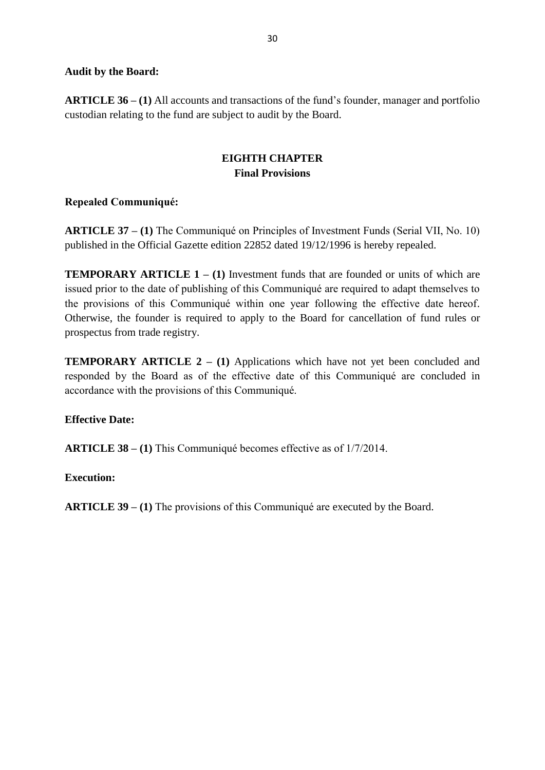**Audit by the Board:**

**ARTICLE 36 – (1)** All accounts and transactions of the fund's founder, manager and portfolio custodian relating to the fund are subject to audit by the Board.

## EIGHTH CHAPTER
## Final Provisions

**Repealed Communiqué:**

**ARTICLE 37 – (1)** The Communiqué on Principles of Investment Funds (Serial VII, No. 10) published in the Official Gazette edition 22852 dated 19/12/1996 is hereby repealed.

**TEMPORARY ARTICLE 1 – (1)** Investment funds that are founded or units of which are issued prior to the date of publishing of this Communiqué are required to adapt themselves to the provisions of this Communiqué within one year following the effective date hereof. Otherwise, the founder is required to apply to the Board for cancellation of fund rules or prospectus from trade registry.

**TEMPORARY ARTICLE 2 – (1)** Applications which have not yet been concluded and responded by the Board as of the effective date of this Communiqué are concluded in accordance with the provisions of this Communiqué.

**Effective Date:**

**ARTICLE 38 – (1)** This Communiqué becomes effective as of 1/7/2014.

**Execution:**

**ARTICLE 39 – (1)** The provisions of this Communiqué are executed by the Board.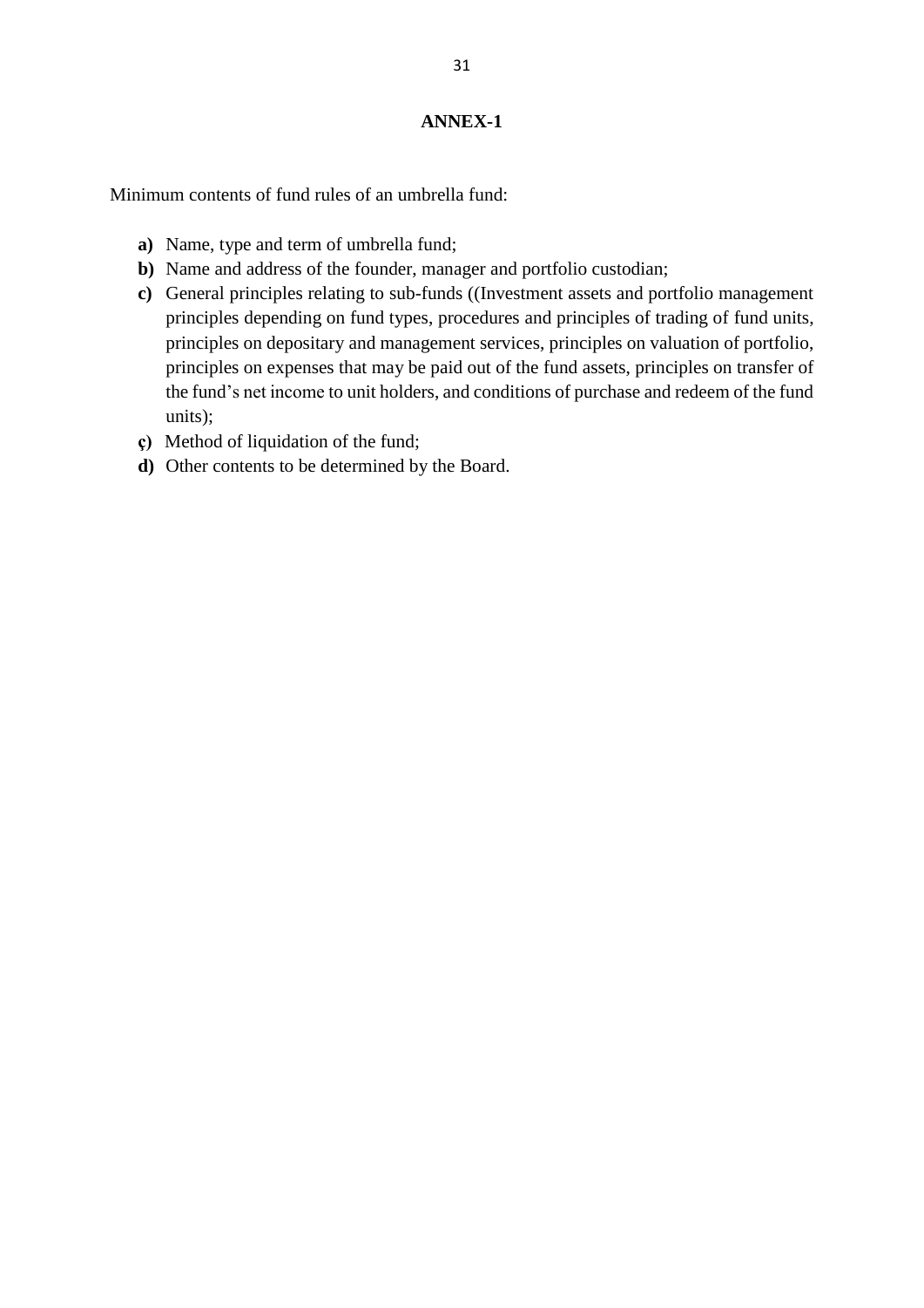# ANNEX-1

Minimum contents of fund rules of an umbrella fund:

- **a)** Name, type and term of umbrella fund;
- **b)** Name and address of the founder, manager and portfolio custodian;
- **c)** General principles relating to sub-funds ((Investment assets and portfolio management principles depending on fund types, procedures and principles of trading of fund units, principles on depositary and management services, principles on valuation of portfolio, principles on expenses that may be paid out of the fund assets, principles on transfer of the fund's net income to unit holders, and conditions of purchase and redeem of the fund units);
- **ç)** Method of liquidation of the fund;
- **d)** Other contents to be determined by the Board.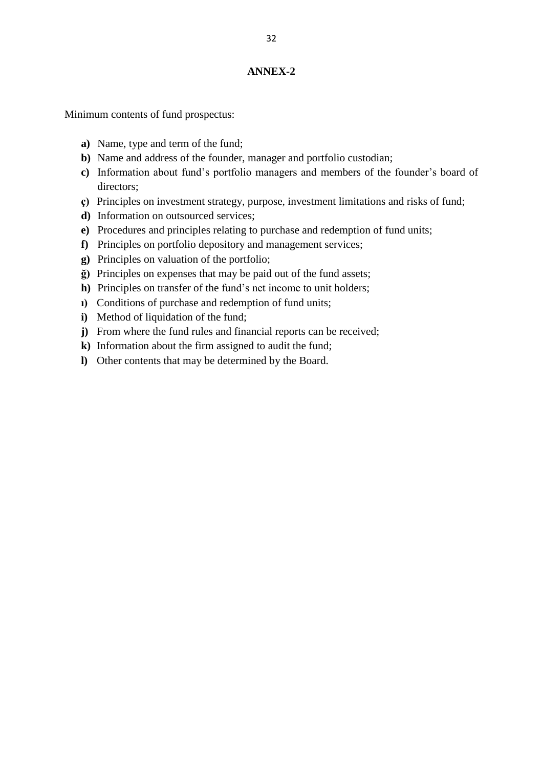# ANNEX-2

Minimum contents of fund prospectus:

- **a)** Name, type and term of the fund;
- **b)** Name and address of the founder, manager and portfolio custodian;
- **c)** Information about fund's portfolio managers and members of the founder's board of directors;
- **ç)** Principles on investment strategy, purpose, investment limitations and risks of fund;
- **d)** Information on outsourced services;
- **e)** Procedures and principles relating to purchase and redemption of fund units;
- **f)** Principles on portfolio depository and management services;
- **g)** Principles on valuation of the portfolio;
- **ğ)** Principles on expenses that may be paid out of the fund assets;
- **h)** Principles on transfer of the fund's net income to unit holders;
- **ı)** Conditions of purchase and redemption of fund units;
- **i)** Method of liquidation of the fund;
- **j)** From where the fund rules and financial reports can be received;
- **k)** Information about the firm assigned to audit the fund;
- **l)** Other contents that may be determined by the Board.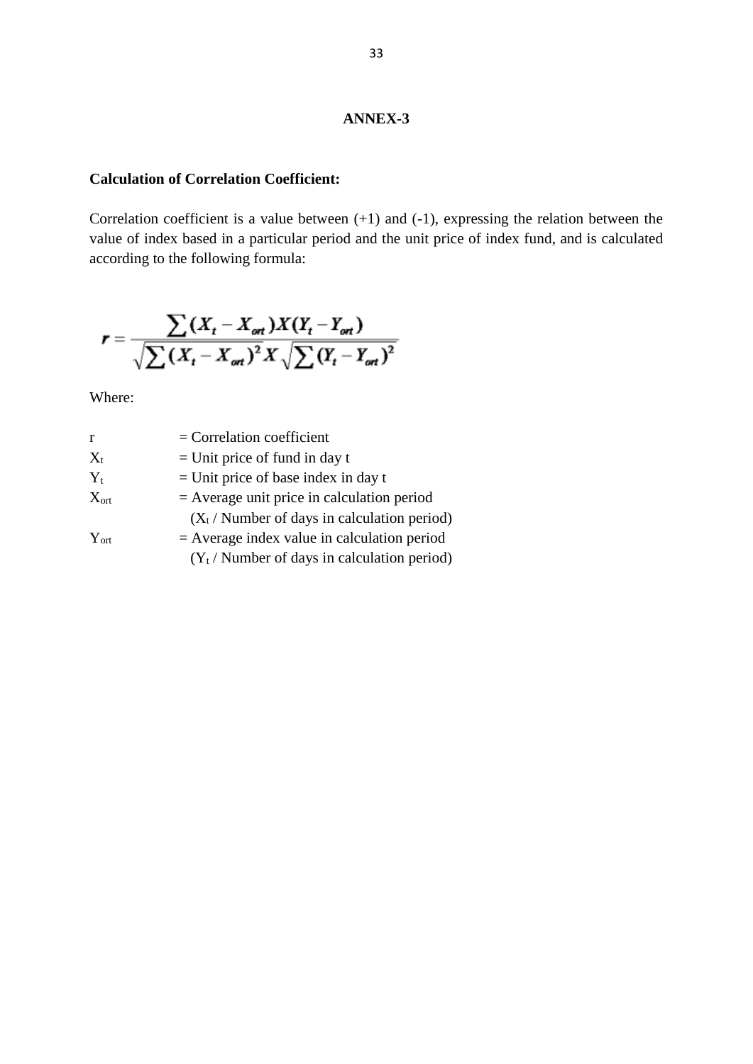**ANNEX-3**

**Calculation of Correlation Coefficient:**

Correlation coefficient is a value between (+1) and (-1), expressing the relation between the value of index based in a particular period and the unit price of index fund, and is calculated according to the following formula:

$$r = \frac{\sum (X_t - X_{ort}) X (Y_t - Y_{ort})}{\sqrt{\sum (X_t - X_{ort})^2} X \sqrt{\sum (Y_t - Y_{ort})^2}}$$

Where:

| | |
|---|---|
| $r$ | = Correlation coefficient |
| $X_t$ | = Unit price of fund in day t |
| $Y_t$ | = Unit price of base index in day t |
| $X_{ort}$ | = Average unit price in calculation period ($X_t$ / Number of days in calculation period) |
| $Y_{ort}$ | = Average index value in calculation period ($Y_t$ / Number of days in calculation period) |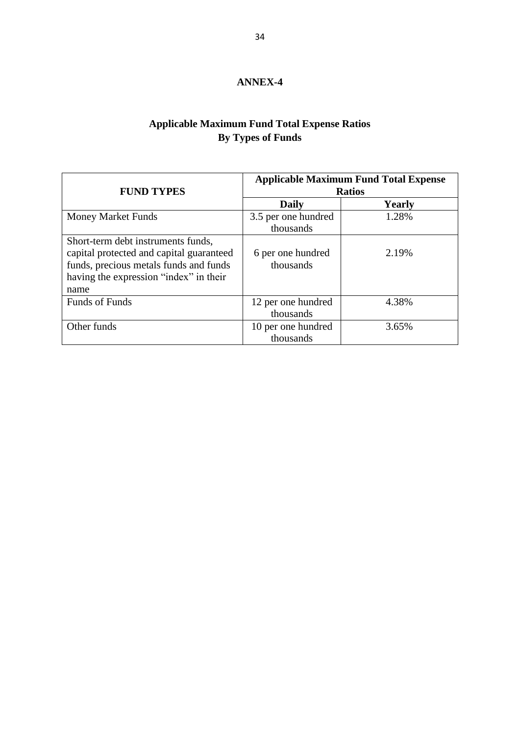# ANNEX-4

## Applicable Maximum Fund Total Expense Ratios By Types of Funds

| FUND TYPES | Applicable Maximum Fund Total Expense Ratios | |
|---|---|---|
| | Daily | Yearly |
| Money Market Funds | 3.5 per one hundred thousands | 1.28% |
| Short-term debt instruments funds, capital protected and capital guaranteed funds, precious metals funds and funds having the expression “index” in their name | 6 per one hundred thousands | 2.19% |
| Funds of Funds | 12 per one hundred thousands | 4.38% |
| Other funds | 10 per one hundred thousands | 3.65% |